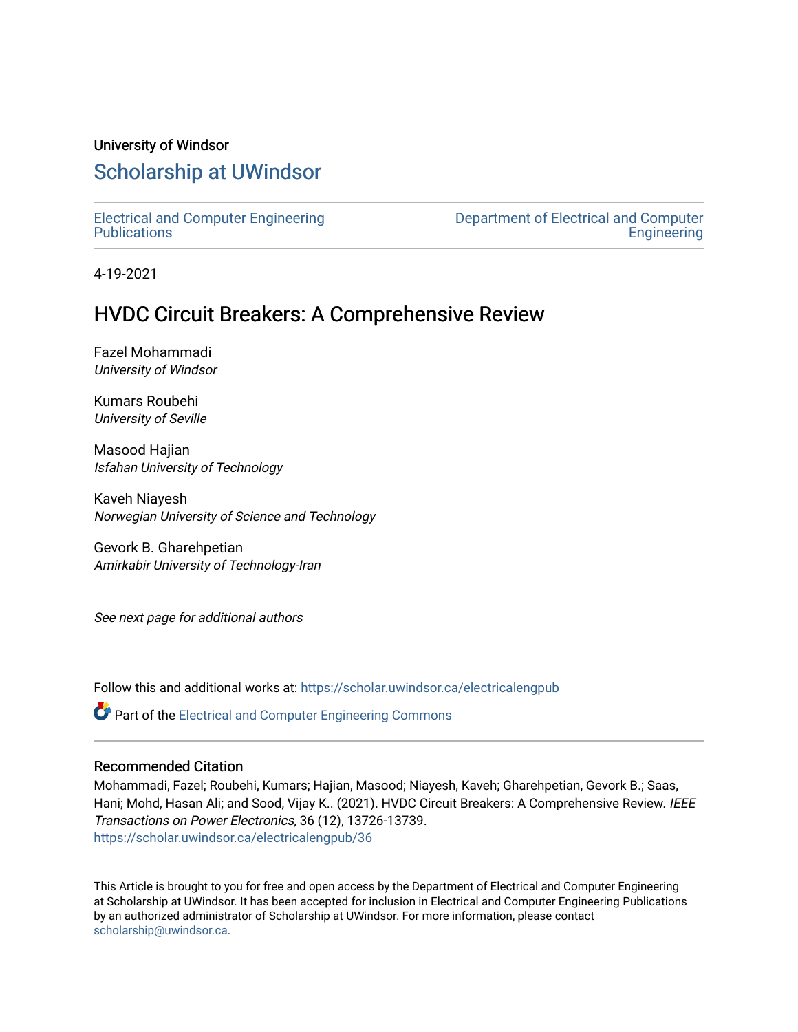University of Windsor

# Scholarship at UWindsor

Electrical and Computer Engineering Publications

Department of Electrical and Computer Engineering

4-19-2021

## HVDC Circuit Breakers: A Comprehensive Review

Fazel Mohammadi
*University of Windsor*

Kumars Roubehi
*University of Seville*

Masood Hajian
*Isfahan University of Technology*

Kaveh Niayesh
*Norwegian University of Science and Technology*

Gevork B. Gharehpetian
*Amirkabir University of Technology-Iran*

*See next page for additional authors*

Follow this and additional works at: https://scholar.uwindsor.ca/electricalengpub

Part of the Electrical and Computer Engineering Commons

### Recommended Citation

Mohammadi, Fazel; Roubehi, Kumars; Hajian, Masood; Niayesh, Kaveh; Gharehpetian, Gevork B.; Saas, Hani; Mohd, Hasan Ali; and Sood, Vijay K.. (2021). HVDC Circuit Breakers: A Comprehensive Review. *IEEE Transactions on Power Electronics*, 36 (12), 13726-13739.
https://scholar.uwindsor.ca/electricalengpub/36

This Article is brought to you for free and open access by the Department of Electrical and Computer Engineering at Scholarship at UWindsor. It has been accepted for inclusion in Electrical and Computer Engineering Publications by an authorized administrator of Scholarship at UWindsor. For more information, please contact scholarship@uwindsor.ca.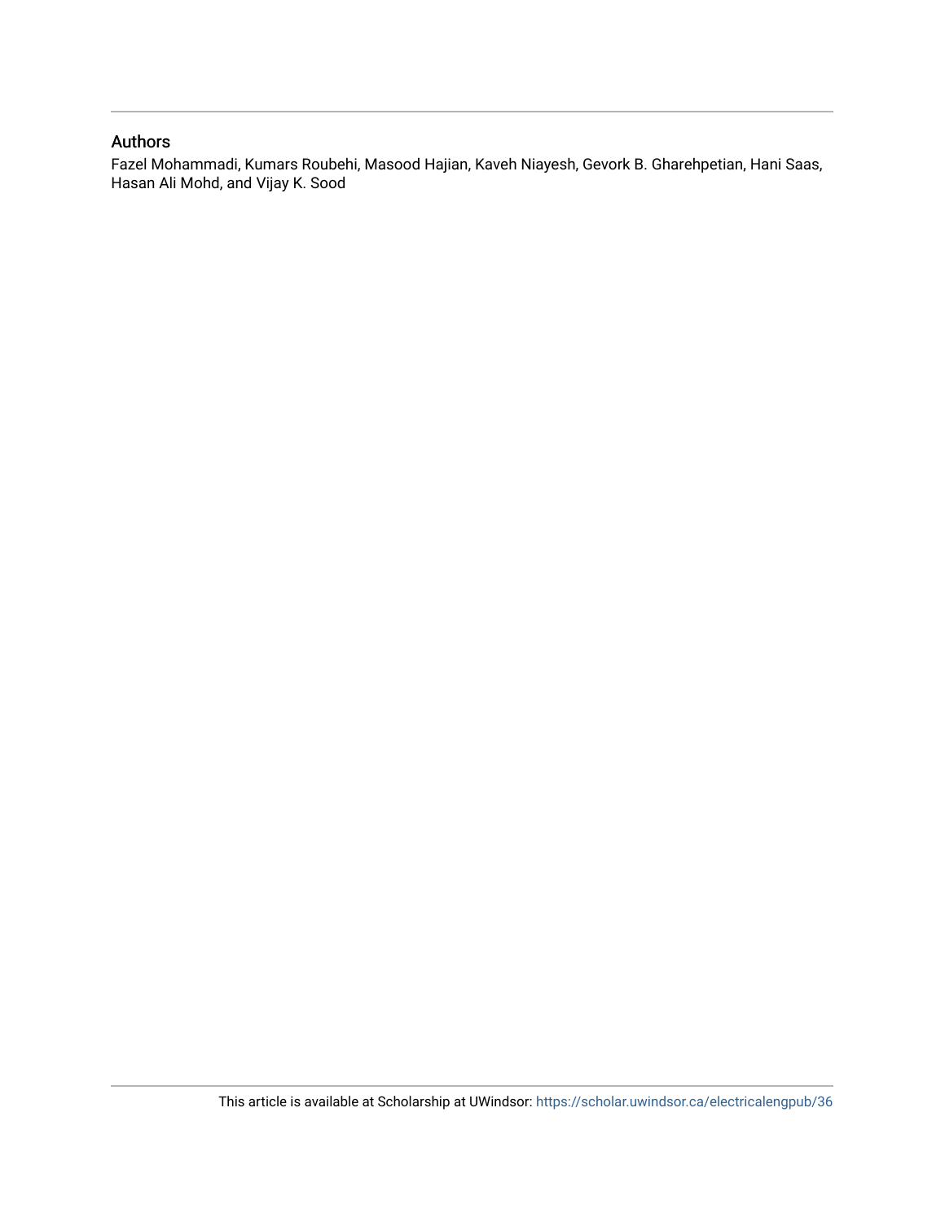## Authors

Fazel Mohammadi, Kumars Roubehi, Masood Hajian, Kaveh Niayesh, Gevork B. Gharehpetian, Hani Saas, Hasan Ali Mohd, and Vijay K. Sood

This article is available at Scholarship at UWindsor: https://scholar.uwindsor.ca/electricalengpub/36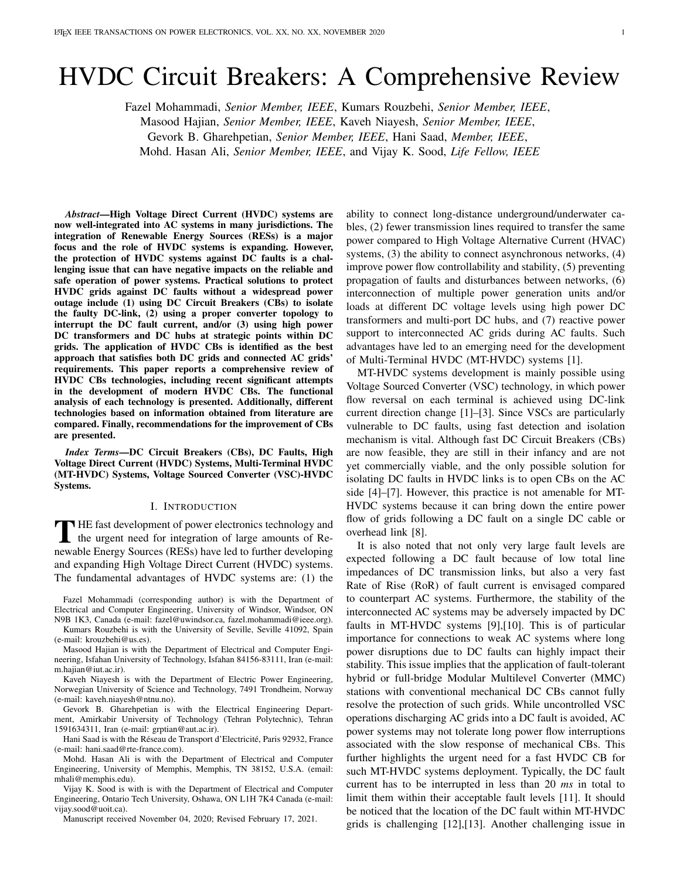# HVDC Circuit Breakers: A Comprehensive Review

Fazel Mohammadi, *Senior Member, IEEE*, Kumars Rouzbehi, *Senior Member, IEEE*, Masood Hajian, *Senior Member, IEEE*, Kaveh Niayesh, *Senior Member, IEEE*, Gevork B. Gharehpetian, *Senior Member, IEEE*, Hani Saad, *Member, IEEE*, Mohd. Hasan Ali, *Senior Member, IEEE*, and Vijay K. Sood, *Life Fellow, IEEE*

***Abstract*—High Voltage Direct Current (HVDC) systems are now well-integrated into AC systems in many jurisdictions. The integration of Renewable Energy Sources (RESs) is a major focus and the role of HVDC systems is expanding. However, the protection of HVDC systems against DC faults is a challenging issue that can have negative impacts on the reliable and safe operation of power systems. Practical solutions to protect HVDC grids against DC faults without a widespread power outage include (1) using DC Circuit Breakers (CBs) to isolate the faulty DC-link, (2) using a proper converter topology to interrupt the DC fault current, and/or (3) using high power DC transformers and DC hubs at strategic points within DC grids. The application of HVDC CBs is identified as the best approach that satisfies both DC grids and connected AC grids' requirements. This paper reports a comprehensive review of HVDC CBs technologies, including recent significant attempts in the development of modern HVDC CBs. The functional analysis of each technology is presented. Additionally, different technologies based on information obtained from literature are compared. Finally, recommendations for the improvement of CBs are presented.**

***Index Terms*—DC Circuit Breakers (CBs), DC Faults, High Voltage Direct Current (HVDC) Systems, Multi-Terminal HVDC (MT-HVDC) Systems, Voltage Sourced Converter (VSC)-HVDC Systems.**

## I. Introduction

The fast development of power electronics technology and the urgent need for integration of large amounts of Renewable Energy Sources (RESs) have led to further developing and expanding High Voltage Direct Current (HVDC) systems. The fundamental advantages of HVDC systems are: (1) the ability to connect long-distance underground/underwater cables, (2) fewer transmission lines required to transfer the same power compared to High Voltage Alternative Current (HVAC) systems, (3) the ability to connect asynchronous networks, (4) improve power flow controllability and stability, (5) preventing propagation of faults and disturbances between networks, (6) interconnection of multiple power generation units and/or loads at different DC voltage levels using high power DC transformers and multi-port DC hubs, and (7) reactive power support to interconnected AC grids during AC faults. Such advantages have led to an emerging need for the development of Multi-Terminal HVDC (MT-HVDC) systems [1].

MT-HVDC systems development is mainly possible using Voltage Sourced Converter (VSC) technology, in which power flow reversal on each terminal is achieved using DC-link current direction change [1]–[3]. Since VSCs are particularly vulnerable to DC faults, using fast detection and isolation mechanism is vital. Although fast DC Circuit Breakers (CBs) are now feasible, they are still in their infancy and are not yet commercially viable, and the only possible solution for isolating DC faults in HVDC links is to open CBs on the AC side [4]–[7]. However, this practice is not amenable for MT-HVDC systems because it can bring down the entire power flow of grids following a DC fault on a single DC cable or overhead link [8].

It is also noted that not only very large fault levels are expected following a DC fault because of low total line impedances of DC transmission links, but also a very fast Rate of Rise (RoR) of fault current is envisaged compared to counterpart AC systems. Furthermore, the stability of the interconnected AC systems may be adversely impacted by DC faults in MT-HVDC systems [9],[10]. This is of particular importance for connections to weak AC systems where long power disruptions due to DC faults can highly impact their stability. This issue implies that the application of fault-tolerant hybrid or full-bridge Modular Multilevel Converter (MMC) stations with conventional mechanical DC CBs cannot fully resolve the protection of such grids. While uncontrolled VSC operations discharging AC grids into a DC fault is avoided, AC power systems may not tolerate long power flow interruptions associated with the slow response of mechanical CBs. This further highlights the urgent need for a fast HVDC CB for such MT-HVDC systems deployment. Typically, the DC fault current has to be interrupted in less than 20 *ms* in total to limit them within their acceptable fault levels [11]. It should be noticed that the location of the DC fault within MT-HVDC grids is challenging [12],[13]. Another challenging issue in

Fazel Mohammadi (corresponding author) is with the Department of Electrical and Computer Engineering, University of Windsor, Windsor, ON N9B 1K3, Canada (e-mail: fazel@uwindsor.ca, fazel.mohammadi@ieee.org).

Kumars Rouzbehi is with the University of Seville, Seville 41092, Spain (e-mail: krouzbehi@us.es).

Masood Hajian is with the Department of Electrical and Computer Engineering, Isfahan University of Technology, Isfahan 84156-83111, Iran (e-mail: m.hajian@iut.ac.ir).

Kaveh Niayesh is with the Department of Electric Power Engineering, Norwegian University of Science and Technology, 7491 Trondheim, Norway (e-mail: kaveh.niayesh@ntnu.no).

Gevork B. Gharehpetian is with the Electrical Engineering Department, Amirkabir University of Technology (Tehran Polytechnic), Tehran 1591634311, Iran (e-mail: grptian@aut.ac.ir).

Hani Saad is with the Réseau de Transport d'Electricité, Paris 92932, France (e-mail: hani.saad@rte-france.com).

Mohd. Hasan Ali is with the Department of Electrical and Computer Engineering, University of Memphis, Memphis, TN 38152, U.S.A. (email: mhali@memphis.edu).

Vijay K. Sood is with is with the Department of Electrical and Computer Engineering, Ontario Tech University, Oshawa, ON L1H 7K4 Canada (e-mail: vijay.sood@uoit.ca).

Manuscript received November 04, 2020; Revised February 17, 2021.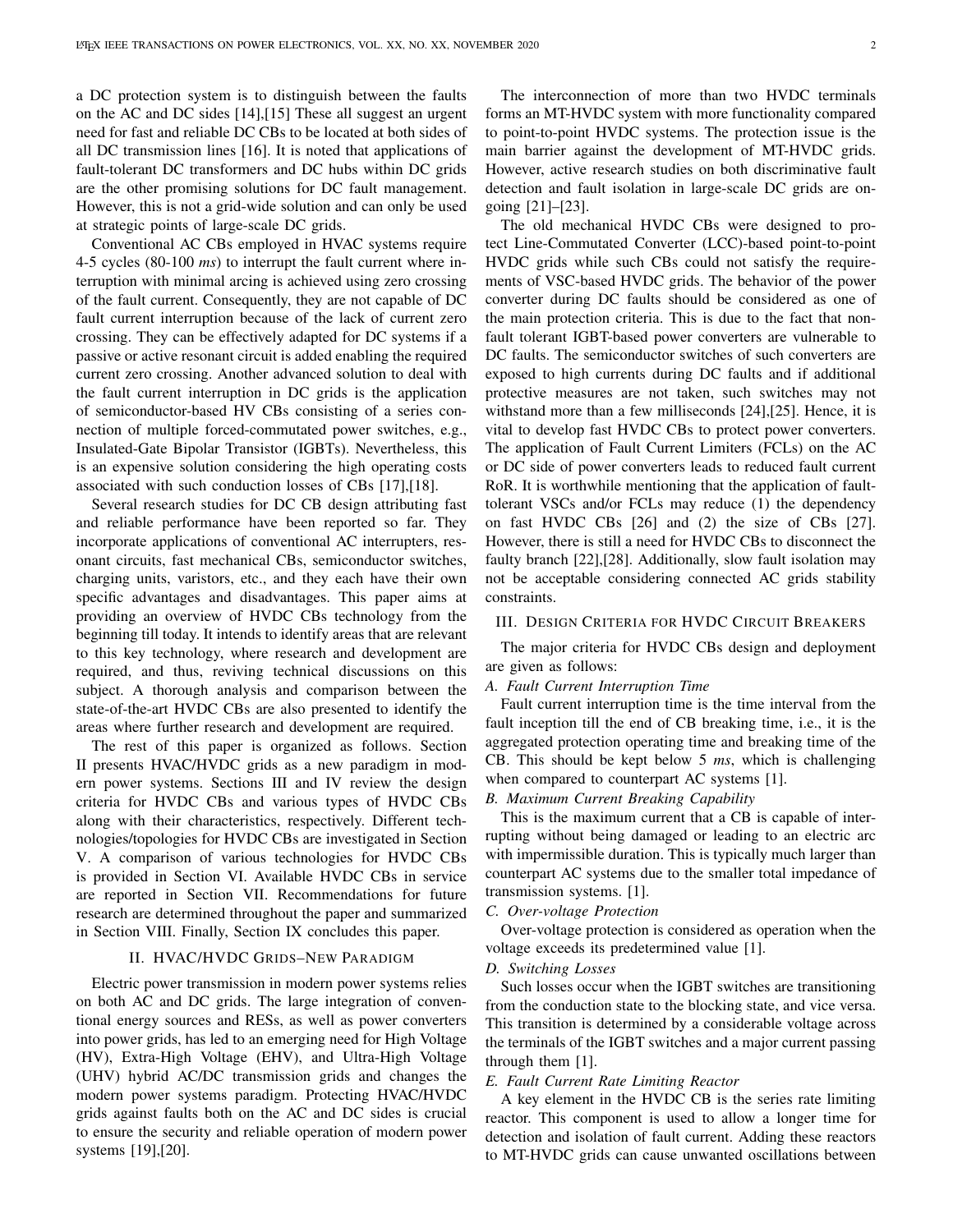a DC protection system is to distinguish between the faults on the AC and DC sides [14],[15] These all suggest an urgent need for fast and reliable DC CBs to be located at both sides of all DC transmission lines [16]. It is noted that applications of fault-tolerant DC transformers and DC hubs within DC grids are the other promising solutions for DC fault management. However, this is not a grid-wide solution and can only be used at strategic points of large-scale DC grids.

Conventional AC CBs employed in HVAC systems require 4-5 cycles (80-100 *ms*) to interrupt the fault current where interruption with minimal arcing is achieved using zero crossing of the fault current. Consequently, they are not capable of DC fault current interruption because of the lack of current zero crossing. They can be effectively adapted for DC systems if a passive or active resonant circuit is added enabling the required current zero crossing. Another advanced solution to deal with the fault current interruption in DC grids is the application of semiconductor-based HV CBs consisting of a series connection of multiple forced-commutated power switches, e.g., Insulated-Gate Bipolar Transistor (IGBTs). Nevertheless, this is an expensive solution considering the high operating costs associated with such conduction losses of CBs [17],[18].

Several research studies for DC CB design attributing fast and reliable performance have been reported so far. They incorporate applications of conventional AC interrupters, resonant circuits, fast mechanical CBs, semiconductor switches, charging units, varistors, etc., and they each have their own specific advantages and disadvantages. This paper aims at providing an overview of HVDC CBs technology from the beginning till today. It intends to identify areas that are relevant to this key technology, where research and development are required, and thus, reviving technical discussions on this subject. A thorough analysis and comparison between the state-of-the-art HVDC CBs are also presented to identify the areas where further research and development are required.

The rest of this paper is organized as follows. Section II presents HVAC/HVDC grids as a new paradigm in modern power systems. Sections III and IV review the design criteria for HVDC CBs and various types of HVDC CBs along with their characteristics, respectively. Different technologies/topologies for HVDC CBs are investigated in Section V. A comparison of various technologies for HVDC CBs is provided in Section VI. Available HVDC CBs in service are reported in Section VII. Recommendations for future research are determined throughout the paper and summarized in Section VIII. Finally, Section IX concludes this paper.

## II. HVAC/HVDC Grids–New Paradigm

Electric power transmission in modern power systems relies on both AC and DC grids. The large integration of conventional energy sources and RESs, as well as power converters into power grids, has led to an emerging need for High Voltage (HV), Extra-High Voltage (EHV), and Ultra-High Voltage (UHV) hybrid AC/DC transmission grids and changes the modern power systems paradigm. Protecting HVAC/HVDC grids against faults both on the AC and DC sides is crucial to ensure the security and reliable operation of modern power systems [19],[20].

The interconnection of more than two HVDC terminals forms an MT-HVDC system with more functionality compared to point-to-point HVDC systems. The protection issue is the main barrier against the development of MT-HVDC grids. However, active research studies on both discriminative fault detection and fault isolation in large-scale DC grids are ongoing [21]–[23].

The old mechanical HVDC CBs were designed to protect Line-Commutated Converter (LCC)-based point-to-point HVDC grids while such CBs could not satisfy the requirements of VSC-based HVDC grids. The behavior of the power converter during DC faults should be considered as one of the main protection criteria. This is due to the fact that non-fault tolerant IGBT-based power converters are vulnerable to DC faults. The semiconductor switches of such converters are exposed to high currents during DC faults and if additional protective measures are not taken, such switches may not withstand more than a few milliseconds [24],[25]. Hence, it is vital to develop fast HVDC CBs to protect power converters. The application of Fault Current Limiters (FCLs) on the AC or DC side of power converters leads to reduced fault current RoR. It is worthwhile mentioning that the application of fault-tolerant VSCs and/or FCLs may reduce (1) the dependency on fast HVDC CBs [26] and (2) the size of CBs [27]. However, there is still a need for HVDC CBs to disconnect the faulty branch [22],[28]. Additionally, slow fault isolation may not be acceptable considering connected AC grids stability constraints.

## III. Design Criteria for HVDC Circuit Breakers

The major criteria for HVDC CBs design and deployment are given as follows:

### A. Fault Current Interruption Time

Fault current interruption time is the time interval from the fault inception till the end of CB breaking time, i.e., it is the aggregated protection operating time and breaking time of the CB. This should be kept below 5 *ms*, which is challenging when compared to counterpart AC systems [1].

### B. Maximum Current Breaking Capability

This is the maximum current that a CB is capable of interrupting without being damaged or leading to an electric arc with impermissible duration. This is typically much larger than counterpart AC systems due to the smaller total impedance of transmission systems. [1].

### C. Over-voltage Protection

Over-voltage protection is considered as operation when the voltage exceeds its predetermined value [1].

### D. Switching Losses

Such losses occur when the IGBT switches are transitioning from the conduction state to the blocking state, and vice versa. This transition is determined by a considerable voltage across the terminals of the IGBT switches and a major current passing through them [1].

### E. Fault Current Rate Limiting Reactor

A key element in the HVDC CB is the series rate limiting reactor. This component is used to allow a longer time for detection and isolation of fault current. Adding these reactors to MT-HVDC grids can cause unwanted oscillations between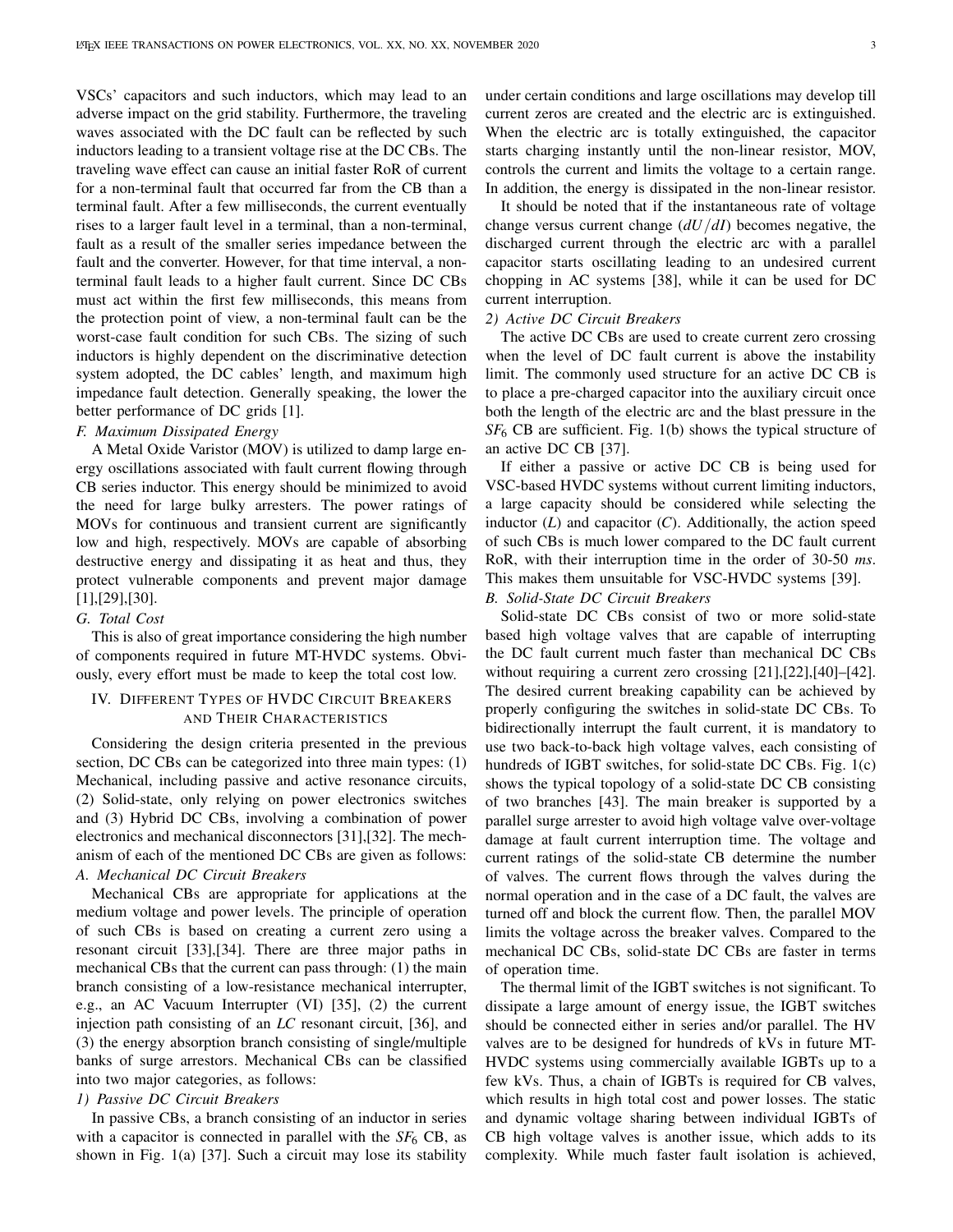VSCs' capacitors and such inductors, which may lead to an adverse impact on the grid stability. Furthermore, the traveling waves associated with the DC fault can be reflected by such inductors leading to a transient voltage rise at the DC CBs. The traveling wave effect can cause an initial faster RoR of current for a non-terminal fault that occurred far from the CB than a terminal fault. After a few milliseconds, the current eventually rises to a larger fault level in a terminal, than a non-terminal, fault as a result of the smaller series impedance between the fault and the converter. However, for that time interval, a non-terminal fault leads to a higher fault current. Since DC CBs must act within the first few milliseconds, this means from the protection point of view, a non-terminal fault can be the worst-case fault condition for such CBs. The sizing of such inductors is highly dependent on the discriminative detection system adopted, the DC cables' length, and maximum high impedance fault detection. Generally speaking, the lower the better performance of DC grids [1].

### F. Maximum Dissipated Energy

A Metal Oxide Varistor (MOV) is utilized to damp large energy oscillations associated with fault current flowing through CB series inductor. This energy should be minimized to avoid the need for large bulky arresters. The power ratings of MOVs for continuous and transient current are significantly low and high, respectively. MOVs are capable of absorbing destructive energy and dissipating it as heat and thus, they protect vulnerable components and prevent major damage [1],[29],[30].

### G. Total Cost

This is also of great importance considering the high number of components required in future MT-HVDC systems. Obviously, every effort must be made to keep the total cost low.

## IV. Different Types of HVDC Circuit Breakers and Their Characteristics

Considering the design criteria presented in the previous section, DC CBs can be categorized into three main types: (1) Mechanical, including passive and active resonance circuits, (2) Solid-state, only relying on power electronics switches and (3) Hybrid DC CBs, involving a combination of power electronics and mechanical disconnectors [31],[32]. The mechanism of each of the mentioned DC CBs are given as follows:

### A. Mechanical DC Circuit Breakers

Mechanical CBs are appropriate for applications at the medium voltage and power levels. The principle of operation of such CBs is based on creating a current zero using a resonant circuit [33],[34]. There are three major paths in mechanical CBs that the current can pass through: (1) the main branch consisting of a low-resistance mechanical interrupter, e.g., an AC Vacuum Interrupter (VI) [35], (2) the current injection path consisting of an *LC* resonant circuit, [36], and (3) the energy absorption branch consisting of single/multiple banks of surge arrestors. Mechanical CBs can be classified into two major categories, as follows:

#### 1) Passive DC Circuit Breakers

In passive CBs, a branch consisting of an inductor in series with a capacitor is connected in parallel with the $SF_6$ CB, as shown in Fig. 1(a) [37]. Such a circuit may lose its stability under certain conditions and large oscillations may develop till current zeros are created and the electric arc is extinguished. When the electric arc is totally extinguished, the capacitor starts charging instantly until the non-linear resistor, MOV, controls the current and limits the voltage to a certain range. In addition, the energy is dissipated in the non-linear resistor.

It should be noted that if the instantaneous rate of voltage change versus current change ($dU/dI$) becomes negative, the discharged current through the electric arc with a parallel capacitor starts oscillating leading to an undesired current chopping in AC systems [38], while it can be used for DC current interruption.

#### 2) Active DC Circuit Breakers

The active DC CBs are used to create current zero crossing when the level of DC fault current is above the instability limit. The commonly used structure for an active DC CB is to place a pre-charged capacitor into the auxiliary circuit once both the length of the electric arc and the blast pressure in the $SF_6$ CB are sufficient. Fig. 1(b) shows the typical structure of an active DC CB [37].

If either a passive or active DC CB is being used for VSC-based HVDC systems without current limiting inductors, a large capacity should be considered while selecting the inductor ($L$) and capacitor ($C$). Additionally, the action speed of such CBs is much lower compared to the DC fault current RoR, with their interruption time in the order of 30-50 *ms*. This makes them unsuitable for VSC-HVDC systems [39].

### B. Solid-State DC Circuit Breakers

Solid-state DC CBs consist of two or more solid-state based high voltage valves that are capable of interrupting the DC fault current much faster than mechanical DC CBs without requiring a current zero crossing [21],[22],[40]–[42]. The desired current breaking capability can be achieved by properly configuring the switches in solid-state DC CBs. To bidirectionally interrupt the fault current, it is mandatory to use two back-to-back high voltage valves, each consisting of hundreds of IGBT switches, for solid-state DC CBs. Fig. 1(c) shows the typical topology of a solid-state DC CB consisting of two branches [43]. The main breaker is supported by a parallel surge arrester to avoid high voltage valve over-voltage damage at fault current interruption time. The voltage and current ratings of the solid-state CB determine the number of valves. The current flows through the valves during the normal operation and in the case of a DC fault, the valves are turned off and block the current flow. Then, the parallel MOV limits the voltage across the breaker valves. Compared to the mechanical DC CBs, solid-state DC CBs are faster in terms of operation time.

The thermal limit of the IGBT switches is not significant. To dissipate a large amount of energy issue, the IGBT switches should be connected either in series and/or parallel. The HV valves are to be designed for hundreds of kVs in future MT-HVDC systems using commercially available IGBTs up to a few kVs. Thus, a chain of IGBTs is required for CB valves, which results in high total cost and power losses. The static and dynamic voltage sharing between individual IGBTs of CB high voltage valves is another issue, which adds to its complexity. While much faster fault isolation is achieved,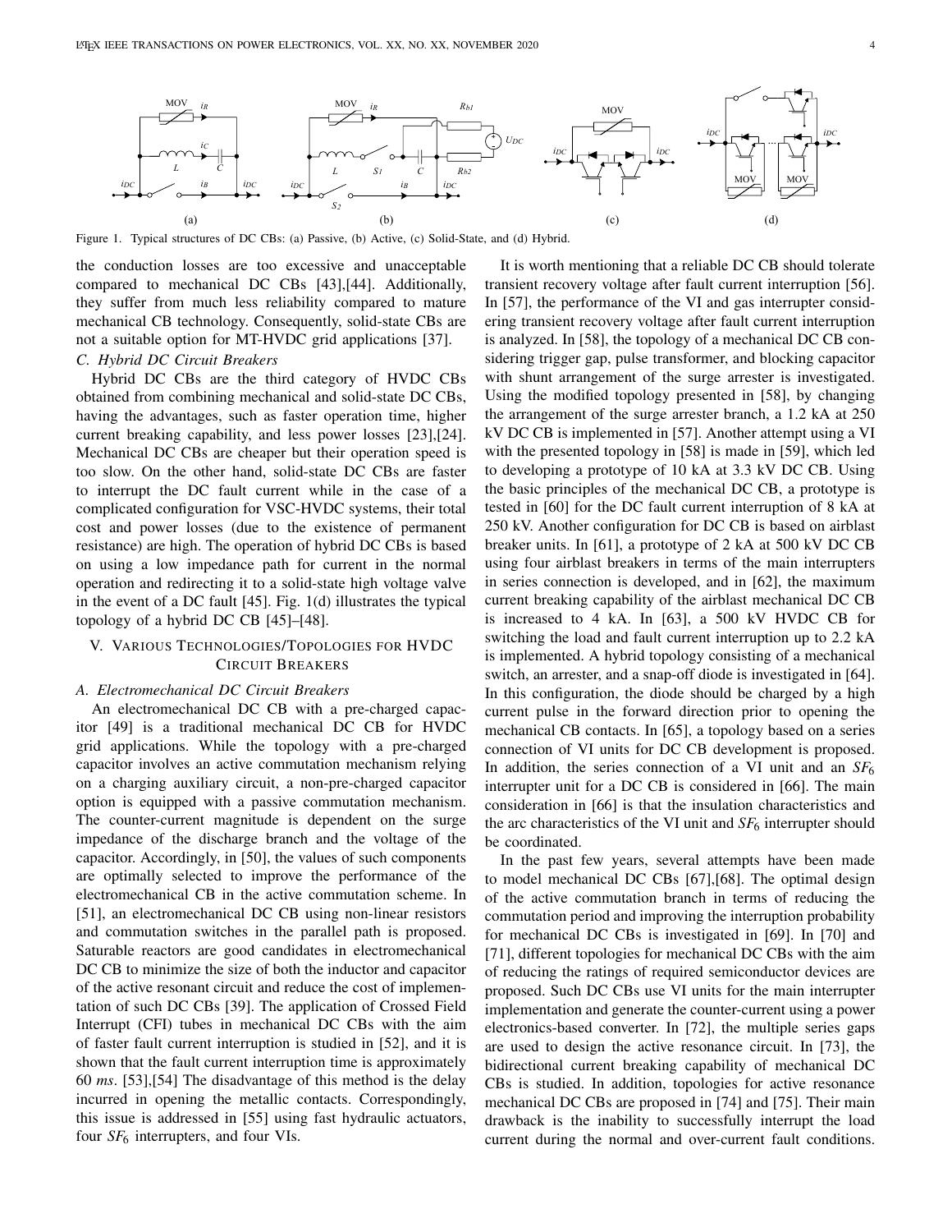Figure 1. Typical structures of DC CBs: (a) Passive, (b) Active, (c) Solid-State, and (d) Hybrid.

the conduction losses are too excessive and unacceptable compared to mechanical DC CBs [43],[44]. Additionally, they suffer from much less reliability compared to mature mechanical CB technology. Consequently, solid-state CBs are not a suitable option for MT-HVDC grid applications [37].

### C. Hybrid DC Circuit Breakers

Hybrid DC CBs are the third category of HVDC CBs obtained from combining mechanical and solid-state DC CBs, having the advantages, such as faster operation time, higher current breaking capability, and less power losses [23],[24]. Mechanical DC CBs are cheaper but their operation speed is too slow. On the other hand, solid-state DC CBs are faster to interrupt the DC fault current while in the case of a complicated configuration for VSC-HVDC systems, their total cost and power losses (due to the existence of permanent resistance) are high. The operation of hybrid DC CBs is based on using a low impedance path for current in the normal operation and redirecting it to a solid-state high voltage valve in the event of a DC fault [45]. Fig. 1(d) illustrates the typical topology of a hybrid DC CB [45]–[48].

## V. Various Technologies/Topologies for HVDC Circuit Breakers

### A. Electromechanical DC Circuit Breakers

An electromechanical DC CB with a pre-charged capacitor [49] is a traditional mechanical DC CB for HVDC grid applications. While the topology with a pre-charged capacitor involves an active commutation mechanism relying on a charging auxiliary circuit, a non-pre-charged capacitor option is equipped with a passive commutation mechanism. The counter-current magnitude is dependent on the surge impedance of the discharge branch and the voltage of the capacitor. Accordingly, in [50], the values of such components are optimally selected to improve the performance of the electromechanical CB in the active commutation scheme. In [51], an electromechanical DC CB using non-linear resistors and commutation switches in the parallel path is proposed. Saturable reactors are good candidates in electromechanical DC CB to minimize the size of both the inductor and capacitor of the active resonant circuit and reduce the cost of implementation of such DC CBs [39]. The application of Crossed Field Interrupt (CFI) tubes in mechanical DC CBs with the aim of faster fault current interruption is studied in [52], and it is shown that the fault current interruption time is approximately 60 *ms*. [53],[54] The disadvantage of this method is the delay incurred in opening the metallic contacts. Correspondingly, this issue is addressed in [55] using fast hydraulic actuators, four $SF_6$ interrupters, and four VIs.

It is worth mentioning that a reliable DC CB should tolerate transient recovery voltage after fault current interruption [56]. In [57], the performance of the VI and gas interrupter considering transient recovery voltage after fault current interruption is analyzed. In [58], the topology of a mechanical DC CB considering trigger gap, pulse transformer, and blocking capacitor with shunt arrangement of the surge arrester is investigated. Using the modified topology presented in [58], by changing the arrangement of the surge arrester branch, a 1.2 kA at 250 kV DC CB is implemented in [57]. Another attempt using a VI with the presented topology in [58] is made in [59], which led to developing a prototype of 10 kA at 3.3 kV DC CB. Using the basic principles of the mechanical DC CB, a prototype is tested in [60] for the DC fault current interruption of 8 kA at 250 kV. Another configuration for DC CB is based on airblast breaker units. In [61], a prototype of 2 kA at 500 kV DC CB using four airblast breakers in terms of the main interrupters in series connection is developed, and in [62], the maximum current breaking capability of the airblast mechanical DC CB is increased to 4 kA. In [63], a 500 kV HVDC CB for switching the load and fault current interruption up to 2.2 kA is implemented. A hybrid topology consisting of a mechanical switch, an arrester, and a snap-off diode is investigated in [64]. In this configuration, the diode should be charged by a high current pulse in the forward direction prior to opening the mechanical CB contacts. In [65], a topology based on a series connection of VI units for DC CB development is proposed. In addition, the series connection of a VI unit and an $SF_6$ interrupter unit for a DC CB is considered in [66]. The main consideration in [66] is that the insulation characteristics and the arc characteristics of the VI unit and $SF_6$ interrupter should be coordinated.

In the past few years, several attempts have been made to model mechanical DC CBs [67],[68]. The optimal design of the active commutation branch in terms of reducing the commutation period and improving the interruption probability for mechanical DC CBs is investigated in [69]. In [70] and [71], different topologies for mechanical DC CBs with the aim of reducing the ratings of required semiconductor devices are proposed. Such DC CBs use VI units for the main interrupter implementation and generate the counter-current using a power electronics-based converter. In [72], the multiple series gaps are used to design the active resonance circuit. In [73], the bidirectional current breaking capability of mechanical DC CBs is studied. In addition, topologies for active resonance mechanical DC CBs are proposed in [74] and [75]. Their main drawback is the inability to successfully interrupt the load current during the normal and over-current fault conditions.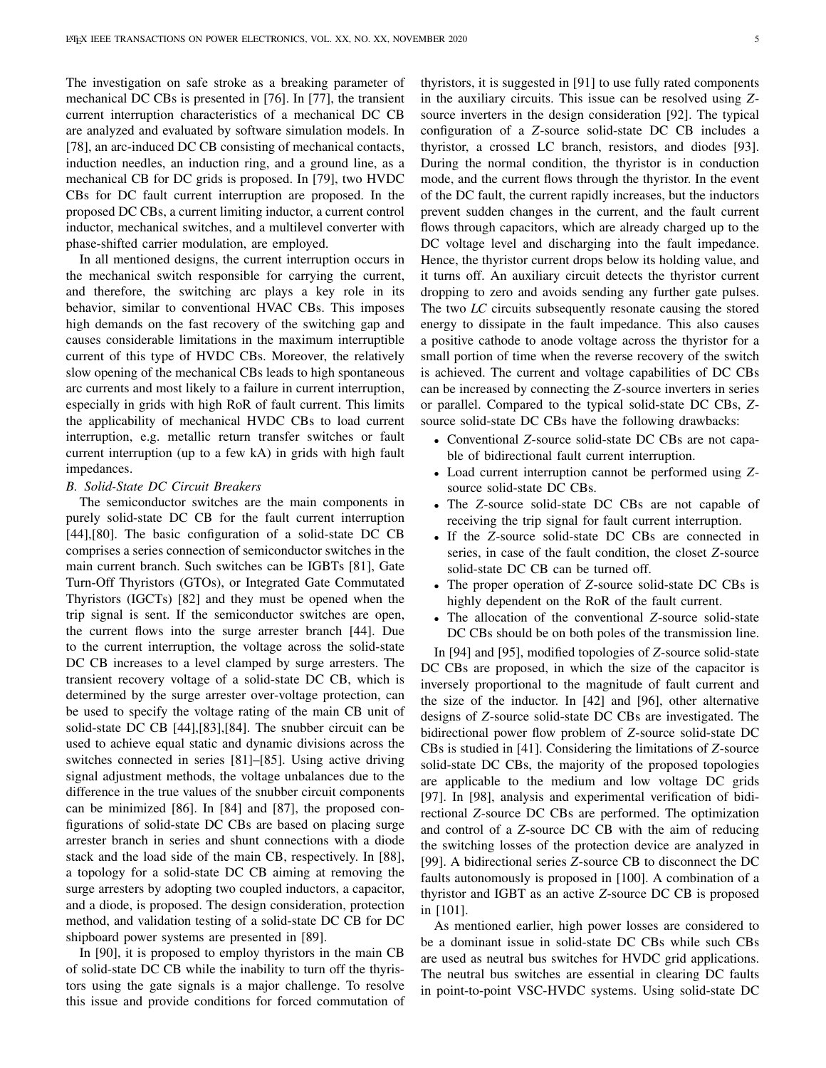The investigation on safe stroke as a breaking parameter of mechanical DC CBs is presented in [76]. In [77], the transient current interruption characteristics of a mechanical DC CB are analyzed and evaluated by software simulation models. In [78], an arc-induced DC CB consisting of mechanical contacts, induction needles, an induction ring, and a ground line, as a mechanical CB for DC grids is proposed. In [79], two HVDC CBs for DC fault current interruption are proposed. In the proposed DC CBs, a current limiting inductor, a current control inductor, mechanical switches, and a multilevel converter with phase-shifted carrier modulation, are employed.

In all mentioned designs, the current interruption occurs in the mechanical switch responsible for carrying the current, and therefore, the switching arc plays a key role in its behavior, similar to conventional HVAC CBs. This imposes high demands on the fast recovery of the switching gap and causes considerable limitations in the maximum interruptible current of this type of HVDC CBs. Moreover, the relatively slow opening of the mechanical CBs leads to high spontaneous arc currents and most likely to a failure in current interruption, especially in grids with high RoR of fault current. This limits the applicability of mechanical HVDC CBs to load current interruption, e.g. metallic return transfer switches or fault current interruption (up to a few kA) in grids with high fault impedances.

### B. Solid-State DC Circuit Breakers

The semiconductor switches are the main components in purely solid-state DC CB for the fault current interruption [44],[80]. The basic configuration of a solid-state DC CB comprises a series connection of semiconductor switches in the main current branch. Such switches can be IGBTs [81], Gate Turn-Off Thyristors (GTOs), or Integrated Gate Commutated Thyristors (IGCTs) [82] and they must be opened when the trip signal is sent. If the semiconductor switches are open, the current flows into the surge arrester branch [44]. Due to the current interruption, the voltage across the solid-state DC CB increases to a level clamped by surge arresters. The transient recovery voltage of a solid-state DC CB, which is determined by the surge arrester over-voltage protection, can be used to specify the voltage rating of the main CB unit of solid-state DC CB [44],[83],[84]. The snubber circuit can be used to achieve equal static and dynamic divisions across the switches connected in series [81]–[85]. Using active driving signal adjustment methods, the voltage unbalances due to the difference in the true values of the snubber circuit components can be minimized [86]. In [84] and [87], the proposed configurations of solid-state DC CBs are based on placing surge arrester branch in series and shunt connections with a diode stack and the load side of the main CB, respectively. In [88], a topology for a solid-state DC CB aiming at removing the surge arresters by adopting two coupled inductors, a capacitor, and a diode, is proposed. The design consideration, protection method, and validation testing of a solid-state DC CB for DC shipboard power systems are presented in [89].

In [90], it is proposed to employ thyristors in the main CB of solid-state DC CB while the inability to turn off the thyristors using the gate signals is a major challenge. To resolve this issue and provide conditions for forced commutation of thyristors, it is suggested in [91] to use fully rated components in the auxiliary circuits. This issue can be resolved using *Z*-source inverters in the design consideration [92]. The typical configuration of a *Z*-source solid-state DC CB includes a thyristor, a crossed LC branch, resistors, and diodes [93]. During the normal condition, the thyristor is in conduction mode, and the current flows through the thyristor. In the event of the DC fault, the current rapidly increases, but the inductors prevent sudden changes in the current, and the fault current flows through capacitors, which are already charged up to the DC voltage level and discharging into the fault impedance. Hence, the thyristor current drops below its holding value, and it turns off. An auxiliary circuit detects the thyristor current dropping to zero and avoids sending any further gate pulses. The two *LC* circuits subsequently resonate causing the stored energy to dissipate in the fault impedance. This also causes a positive cathode to anode voltage across the thyristor for a small portion of time when the reverse recovery of the switch is achieved. The current and voltage capabilities of DC CBs can be increased by connecting the *Z*-source inverters in series or parallel. Compared to the typical solid-state DC CBs, *Z*-source solid-state DC CBs have the following drawbacks:

- Conventional *Z*-source solid-state DC CBs are not capable of bidirectional fault current interruption.
- Load current interruption cannot be performed using *Z*-source solid-state DC CBs.
- The *Z*-source solid-state DC CBs are not capable of receiving the trip signal for fault current interruption.
- If the *Z*-source solid-state DC CBs are connected in series, in case of the fault condition, the closet *Z*-source solid-state DC CB can be turned off.
- The proper operation of *Z*-source solid-state DC CBs is highly dependent on the RoR of the fault current.
- The allocation of the conventional *Z*-source solid-state DC CBs should be on both poles of the transmission line.

In [94] and [95], modified topologies of *Z*-source solid-state DC CBs are proposed, in which the size of the capacitor is inversely proportional to the magnitude of fault current and the size of the inductor. In [42] and [96], other alternative designs of *Z*-source solid-state DC CBs are investigated. The bidirectional power flow problem of *Z*-source solid-state DC CBs is studied in [41]. Considering the limitations of *Z*-source solid-state DC CBs, the majority of the proposed topologies are applicable to the medium and low voltage DC grids [97]. In [98], analysis and experimental verification of bidirectional *Z*-source DC CBs are performed. The optimization and control of a *Z*-source DC CB with the aim of reducing the switching losses of the protection device are analyzed in [99]. A bidirectional series *Z*-source CB to disconnect the DC faults autonomously is proposed in [100]. A combination of a thyristor and IGBT as an active *Z*-source DC CB is proposed in [101].

As mentioned earlier, high power losses are considered to be a dominant issue in solid-state DC CBs while such CBs are used as neutral bus switches for HVDC grid applications. The neutral bus switches are essential in clearing DC faults in point-to-point VSC-HVDC systems. Using solid-state DC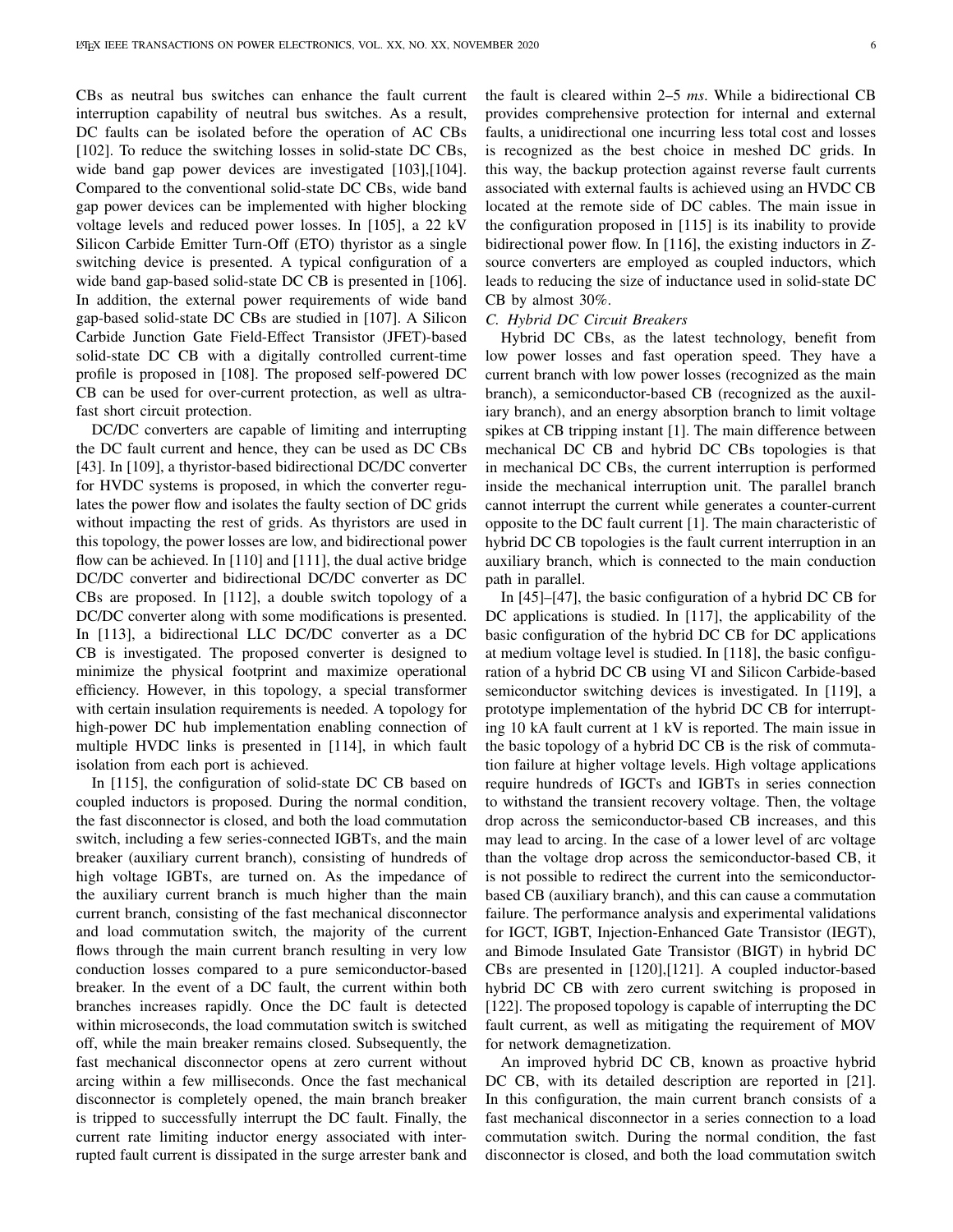CBs as neutral bus switches can enhance the fault current interruption capability of neutral bus switches. As a result, DC faults can be isolated before the operation of AC CBs [102]. To reduce the switching losses in solid-state DC CBs, wide band gap power devices are investigated [103],[104]. Compared to the conventional solid-state DC CBs, wide band gap power devices can be implemented with higher blocking voltage levels and reduced power losses. In [105], a 22 kV Silicon Carbide Emitter Turn-Off (ETO) thyristor as a single switching device is presented. A typical configuration of a wide band gap-based solid-state DC CB is presented in [106]. In addition, the external power requirements of wide band gap-based solid-state DC CBs are studied in [107]. A Silicon Carbide Junction Gate Field-Effect Transistor (JFET)-based solid-state DC CB with a digitally controlled current-time profile is proposed in [108]. The proposed self-powered DC CB can be used for over-current protection, as well as ultra-fast short circuit protection.

DC/DC converters are capable of limiting and interrupting the DC fault current and hence, they can be used as DC CBs [43]. In [109], a thyristor-based bidirectional DC/DC converter for HVDC systems is proposed, in which the converter regulates the power flow and isolates the faulty section of DC grids without impacting the rest of grids. As thyristors are used in this topology, the power losses are low, and bidirectional power flow can be achieved. In [110] and [111], the dual active bridge DC/DC converter and bidirectional DC/DC converter as DC CBs are proposed. In [112], a double switch topology of a DC/DC converter along with some modifications is presented. In [113], a bidirectional LLC DC/DC converter as a DC CB is investigated. The proposed converter is designed to minimize the physical footprint and maximize operational efficiency. However, in this topology, a special transformer with certain insulation requirements is needed. A topology for high-power DC hub implementation enabling connection of multiple HVDC links is presented in [114], in which fault isolation from each port is achieved.

In [115], the configuration of solid-state DC CB based on coupled inductors is proposed. During the normal condition, the fast disconnector is closed, and both the load commutation switch, including a few series-connected IGBTs, and the main breaker (auxiliary current branch), consisting of hundreds of high voltage IGBTs, are turned on. As the impedance of the auxiliary current branch is much higher than the main current branch, consisting of the fast mechanical disconnector and load commutation switch, the majority of the current flows through the main current branch resulting in very low conduction losses compared to a pure semiconductor-based breaker. In the event of a DC fault, the current within both branches increases rapidly. Once the DC fault is detected within microseconds, the load commutation switch is switched off, while the main breaker remains closed. Subsequently, the fast mechanical disconnector opens at zero current without arcing within a few milliseconds. Once the fast mechanical disconnector is completely opened, the main branch breaker is tripped to successfully interrupt the DC fault. Finally, the current rate limiting inductor energy associated with interrupted fault current is dissipated in the surge arrester bank and the fault is cleared within 2–5 *ms*. While a bidirectional CB provides comprehensive protection for internal and external faults, a unidirectional one incurring less total cost and losses is recognized as the best choice in meshed DC grids. In this way, the backup protection against reverse fault currents associated with external faults is achieved using an HVDC CB located at the remote side of DC cables. The main issue in the configuration proposed in [115] is its inability to provide bidirectional power flow. In [116], the existing inductors in *Z*-source converters are employed as coupled inductors, which leads to reducing the size of inductance used in solid-state DC CB by almost 30%.

### C. Hybrid DC Circuit Breakers

Hybrid DC CBs, as the latest technology, benefit from low power losses and fast operation speed. They have a current branch with low power losses (recognized as the main branch), a semiconductor-based CB (recognized as the auxiliary branch), and an energy absorption branch to limit voltage spikes at CB tripping instant [1]. The main difference between mechanical DC CB and hybrid DC CBs topologies is that in mechanical DC CBs, the current interruption is performed inside the mechanical interruption unit. The parallel branch cannot interrupt the current while generates a counter-current opposite to the DC fault current [1]. The main characteristic of hybrid DC CB topologies is the fault current interruption in an auxiliary branch, which is connected to the main conduction path in parallel.

In [45]–[47], the basic configuration of a hybrid DC CB for DC applications is studied. In [117], the applicability of the basic configuration of the hybrid DC CB for DC applications at medium voltage level is studied. In [118], the basic configuration of a hybrid DC CB using VI and Silicon Carbide-based semiconductor switching devices is investigated. In [119], a prototype implementation of the hybrid DC CB for interrupting 10 kA fault current at 1 kV is reported. The main issue in the basic topology of a hybrid DC CB is the risk of commutation failure at higher voltage levels. High voltage applications require hundreds of IGCTs and IGBTs in series connection to withstand the transient recovery voltage. Then, the voltage drop across the semiconductor-based CB increases, and this may lead to arcing. In the case of a lower level of arc voltage than the voltage drop across the semiconductor-based CB, it is not possible to redirect the current into the semiconductor-based CB (auxiliary branch), and this can cause a commutation failure. The performance analysis and experimental validations for IGCT, IGBT, Injection-Enhanced Gate Transistor (IEGT), and Bimode Insulated Gate Transistor (BIGT) in hybrid DC CBs are presented in [120],[121]. A coupled inductor-based hybrid DC CB with zero current switching is proposed in [122]. The proposed topology is capable of interrupting the DC fault current, as well as mitigating the requirement of MOV for network demagnetization.

An improved hybrid DC CB, known as proactive hybrid DC CB, with its detailed description are reported in [21]. In this configuration, the main current branch consists of a fast mechanical disconnector in a series connection to a load commutation switch. During the normal condition, the fast disconnector is closed, and both the load commutation switch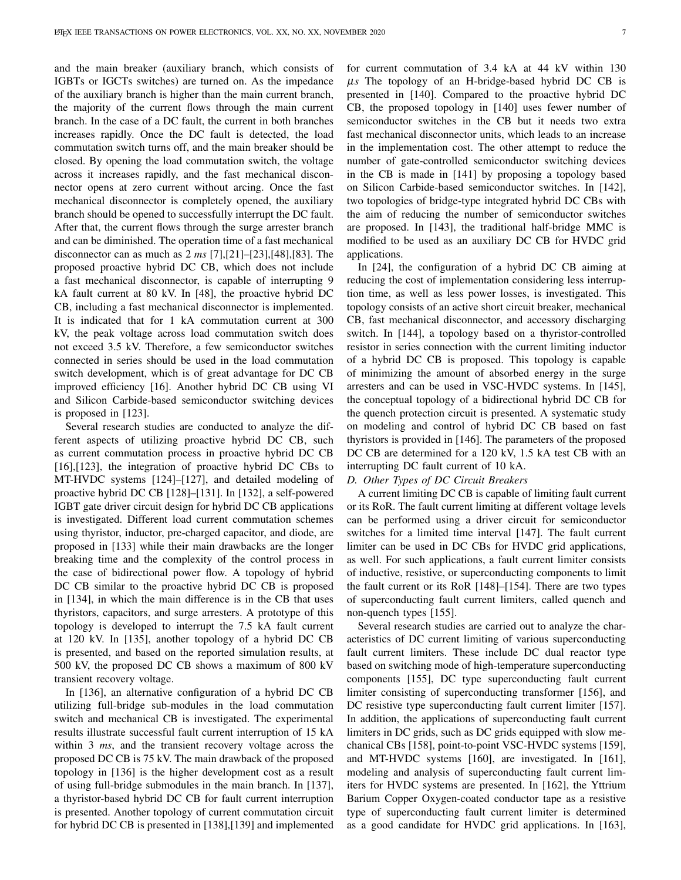and the main breaker (auxiliary branch, which consists of IGBTs or IGCTs switches) are turned on. As the impedance of the auxiliary branch is higher than the main current branch, the majority of the current flows through the main current branch. In the case of a DC fault, the current in both branches increases rapidly. Once the DC fault is detected, the load commutation switch turns off, and the main breaker should be closed. By opening the load commutation switch, the voltage across it increases rapidly, and the fast mechanical disconnector opens at zero current without arcing. Once the fast mechanical disconnector is completely opened, the auxiliary branch should be opened to successfully interrupt the DC fault. After that, the current flows through the surge arrester branch and can be diminished. The operation time of a fast mechanical disconnector can as much as 2 *ms* [7],[21]–[23],[48],[83]. The proposed proactive hybrid DC CB, which does not include a fast mechanical disconnector, is capable of interrupting 9 kA fault current at 80 kV. In [48], the proactive hybrid DC CB, including a fast mechanical disconnector is implemented. It is indicated that for 1 kA commutation current at 300 kV, the peak voltage across load commutation switch does not exceed 3.5 kV. Therefore, a few semiconductor switches connected in series should be used in the load commutation switch development, which is of great advantage for DC CB improved efficiency [16]. Another hybrid DC CB using VI and Silicon Carbide-based semiconductor switching devices is proposed in [123].

Several research studies are conducted to analyze the different aspects of utilizing proactive hybrid DC CB, such as current commutation process in proactive hybrid DC CB [16],[123], the integration of proactive hybrid DC CBs to MT-HVDC systems [124]–[127], and detailed modeling of proactive hybrid DC CB [128]–[131]. In [132], a self-powered IGBT gate driver circuit design for hybrid DC CB applications is investigated. Different load current commutation schemes using thyristor, inductor, pre-charged capacitor, and diode, are proposed in [133] while their main drawbacks are the longer breaking time and the complexity of the control process in the case of bidirectional power flow. A topology of hybrid DC CB similar to the proactive hybrid DC CB is proposed in [134], in which the main difference is in the CB that uses thyristors, capacitors, and surge arresters. A prototype of this topology is developed to interrupt the 7.5 kA fault current at 120 kV. In [135], another topology of a hybrid DC CB is presented, and based on the reported simulation results, at 500 kV, the proposed DC CB shows a maximum of 800 kV transient recovery voltage.

In [136], an alternative configuration of a hybrid DC CB utilizing full-bridge sub-modules in the load commutation switch and mechanical CB is investigated. The experimental results illustrate successful fault current interruption of 15 kA within 3 *ms*, and the transient recovery voltage across the proposed DC CB is 75 kV. The main drawback of the proposed topology in [136] is the higher development cost as a result of using full-bridge submodules in the main branch. In [137], a thyristor-based hybrid DC CB for fault current interruption is presented. Another topology of current commutation circuit for hybrid DC CB is presented in [138],[139] and implemented for current commutation of 3.4 kA at 44 kV within 130 $\mu s$ The topology of an H-bridge-based hybrid DC CB is presented in [140]. Compared to the proactive hybrid DC CB, the proposed topology in [140] uses fewer number of semiconductor switches in the CB but it needs two extra fast mechanical disconnector units, which leads to an increase in the implementation cost. The other attempt to reduce the number of gate-controlled semiconductor switching devices in the CB is made in [141] by proposing a topology based on Silicon Carbide-based semiconductor switches. In [142], two topologies of bridge-type integrated hybrid DC CBs with the aim of reducing the number of semiconductor switches are proposed. In [143], the traditional half-bridge MMC is modified to be used as an auxiliary DC CB for HVDC grid applications.

In [24], the configuration of a hybrid DC CB aiming at reducing the cost of implementation considering less interruption time, as well as less power losses, is investigated. This topology consists of an active short circuit breaker, mechanical CB, fast mechanical disconnector, and accessory discharging switch. In [144], a topology based on a thyristor-controlled resistor in series connection with the current limiting inductor of a hybrid DC CB is proposed. This topology is capable of minimizing the amount of absorbed energy in the surge arresters and can be used in VSC-HVDC systems. In [145], the conceptual topology of a bidirectional hybrid DC CB for the quench protection circuit is presented. A systematic study on modeling and control of hybrid DC CB based on fast thyristors is provided in [146]. The parameters of the proposed DC CB are determined for a 120 kV, 1.5 kA test CB with an interrupting DC fault current of 10 kA.

### *D. Other Types of DC Circuit Breakers*

A current limiting DC CB is capable of limiting fault current or its RoR. The fault current limiting at different voltage levels can be performed using a driver circuit for semiconductor switches for a limited time interval [147]. The fault current limiter can be used in DC CBs for HVDC grid applications, as well. For such applications, a fault current limiter consists of inductive, resistive, or superconducting components to limit the fault current or its RoR [148]–[154]. There are two types of superconducting fault current limiters, called quench and non-quench types [155].

Several research studies are carried out to analyze the characteristics of DC current limiting of various superconducting fault current limiters. These include DC dual reactor type based on switching mode of high-temperature superconducting components [155], DC type superconducting fault current limiter consisting of superconducting transformer [156], and DC resistive type superconducting fault current limiter [157]. In addition, the applications of superconducting fault current limiters in DC grids, such as DC grids equipped with slow mechanical CBs [158], point-to-point VSC-HVDC systems [159], and MT-HVDC systems [160], are investigated. In [161], modeling and analysis of superconducting fault current limiters for HVDC systems are presented. In [162], the Yttrium Barium Copper Oxygen-coated conductor tape as a resistive type of superconducting fault current limiter is determined as a good candidate for HVDC grid applications. In [163],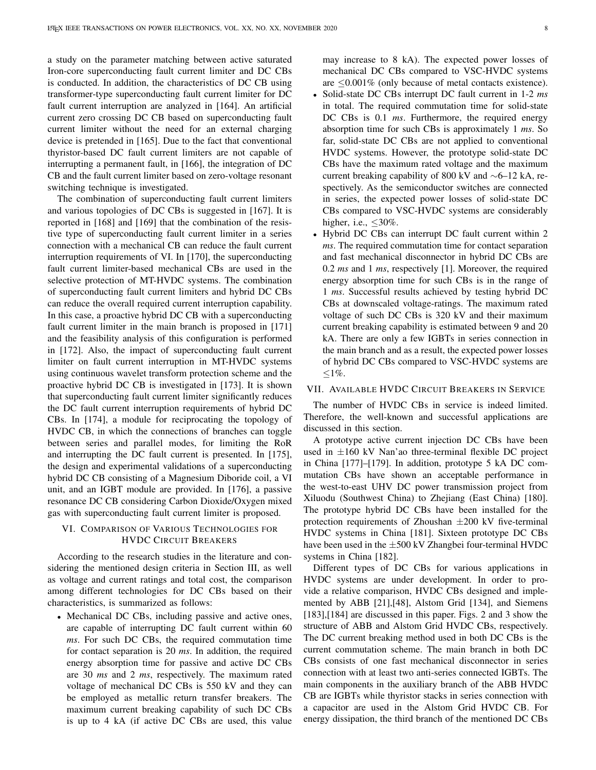a study on the parameter matching between active saturated Iron-core superconducting fault current limiter and DC CBs is conducted. In addition, the characteristics of DC CB using transformer-type superconducting fault current limiter for DC fault current interruption are analyzed in [164]. An artificial current zero crossing DC CB based on superconducting fault current limiter without the need for an external charging device is pretended in [165]. Due to the fact that conventional thyristor-based DC fault current limiters are not capable of interrupting a permanent fault, in [166], the integration of DC CB and the fault current limiter based on zero-voltage resonant switching technique is investigated.

The combination of superconducting fault current limiters and various topologies of DC CBs is suggested in [167]. It is reported in [168] and [169] that the combination of the resistive type of superconducting fault current limiter in a series connection with a mechanical CB can reduce the fault current interruption requirements of VI. In [170], the superconducting fault current limiter-based mechanical CBs are used in the selective protection of MT-HVDC systems. The combination of superconducting fault current limiters and hybrid DC CBs can reduce the overall required current interruption capability. In this case, a proactive hybrid DC CB with a superconducting fault current limiter in the main branch is proposed in [171] and the feasibility analysis of this configuration is performed in [172]. Also, the impact of superconducting fault current limiter on fault current interruption in MT-HVDC systems using continuous wavelet transform protection scheme and the proactive hybrid DC CB is investigated in [173]. It is shown that superconducting fault current limiter significantly reduces the DC fault current interruption requirements of hybrid DC CBs. In [174], a module for reciprocating the topology of HVDC CB, in which the connections of branches can toggle between series and parallel modes, for limiting the RoR and interrupting the DC fault current is presented. In [175], the design and experimental validations of a superconducting hybrid DC CB consisting of a Magnesium Diboride coil, a VI unit, and an IGBT module are provided. In [176], a passive resonance DC CB considering Carbon Dioxide/Oxygen mixed gas with superconducting fault current limiter is proposed.

## VI. Comparison of Various Technologies for HVDC Circuit Breakers

According to the research studies in the literature and considering the mentioned design criteria in Section III, as well as voltage and current ratings and total cost, the comparison among different technologies for DC CBs based on their characteristics, is summarized as follows:

- Mechanical DC CBs, including passive and active ones, are capable of interrupting DC fault current within 60 *ms*. For such DC CBs, the required commutation time for contact separation is 20 *ms*. In addition, the required energy absorption time for passive and active DC CBs are 30 *ms* and 2 *ms*, respectively. The maximum rated voltage of mechanical DC CBs is 550 kV and they can be employed as metallic return transfer breakers. The maximum current breaking capability of such DC CBs is up to 4 kA (if active DC CBs are used, this value may increase to 8 kA). The expected power losses of mechanical DC CBs compared to VSC-HVDC systems are $\leq$0.001% (only because of metal contacts existence).
- Solid-state DC CBs interrupt DC fault current in 1-2 *ms* in total. The required commutation time for solid-state DC CBs is 0.1 *ms*. Furthermore, the required energy absorption time for such CBs is approximately 1 *ms*. So far, solid-state DC CBs are not applied to conventional HVDC systems. However, the prototype solid-state DC CBs have the maximum rated voltage and the maximum current breaking capability of 800 kV and ∼6–12 kA, respectively. As the semiconductor switches are connected in series, the expected power losses of solid-state DC CBs compared to VSC-HVDC systems are considerably higher, i.e., $\leq$30%.
- Hybrid DC CBs can interrupt DC fault current within 2 *ms*. The required commutation time for contact separation and fast mechanical disconnector in hybrid DC CBs are 0.2 *ms* and 1 *ms*, respectively [1]. Moreover, the required energy absorption time for such CBs is in the range of 1 *ms*. Successful results achieved by testing hybrid DC CBs at downscaled voltage-ratings. The maximum rated voltage of such DC CBs is 320 kV and their maximum current breaking capability is estimated between 9 and 20 kA. There are only a few IGBTs in series connection in the main branch and as a result, the expected power losses of hybrid DC CBs compared to VSC-HVDC systems are $\leq$1%.

## VII. Available HVDC Circuit Breakers in Service

The number of HVDC CBs in service is indeed limited. Therefore, the well-known and successful applications are discussed in this section.

A prototype active current injection DC CBs have been used in ±160 kV Nan'ao three-terminal flexible DC project in China [177]–[179]. In addition, prototype 5 kA DC commutation CBs have shown an acceptable performance in the west-to-east UHV DC power transmission project from Xiluodu (Southwest China) to Zhejiang (East China) [180]. The prototype hybrid DC CBs have been installed for the protection requirements of Zhoushan ±200 kV five-terminal HVDC systems in China [181]. Sixteen prototype DC CBs have been used in the ±500 kV Zhangbei four-terminal HVDC systems in China [182].

Different types of DC CBs for various applications in HVDC systems are under development. In order to provide a relative comparison, HVDC CBs designed and implemented by ABB [21],[48], Alstom Grid [134], and Siemens [183],[184] are discussed in this paper. Figs. 2 and 3 show the structure of ABB and Alstom Grid HVDC CBs, respectively. The DC current breaking method used in both DC CBs is the current commutation scheme. The main branch in both DC CBs consists of one fast mechanical disconnector in series connection with at least two anti-series connected IGBTs. The main components in the auxiliary branch of the ABB HVDC CB are IGBTs while thyristor stacks in series connection with a capacitor are used in the Alstom Grid HVDC CB. For energy dissipation, the third branch of the mentioned DC CBs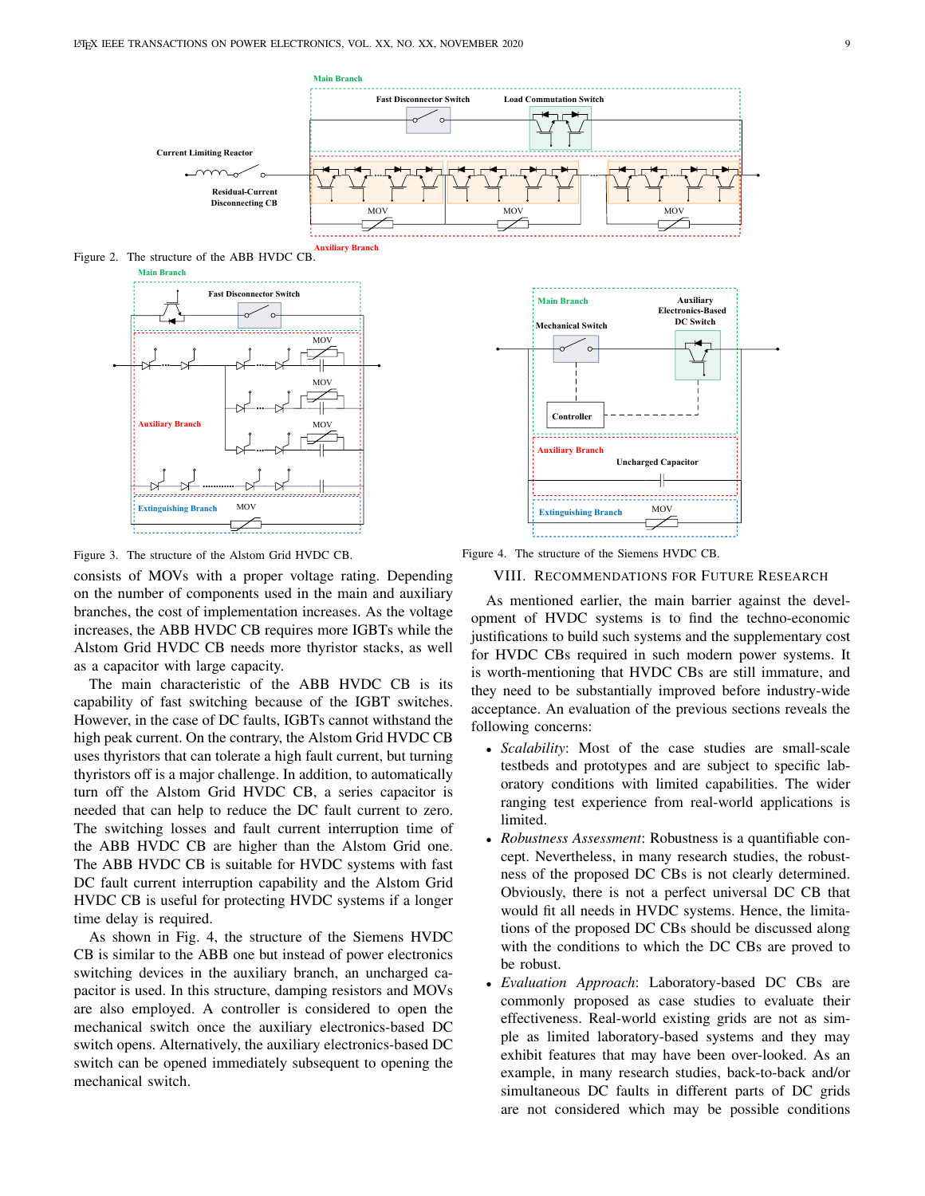Figure 2. The structure of the ABB HVDC CB.

Figure 3. The structure of the Alstom Grid HVDC CB.

Figure 4. The structure of the Siemens HVDC CB.

consists of MOVs with a proper voltage rating. Depending on the number of components used in the main and auxiliary branches, the cost of implementation increases. As the voltage increases, the ABB HVDC CB requires more IGBTs while the Alstom Grid HVDC CB needs more thyristor stacks, as well as a capacitor with large capacity.

The main characteristic of the ABB HVDC CB is its capability of fast switching because of the IGBT switches. However, in the case of DC faults, IGBTs cannot withstand the high peak current. On the contrary, the Alstom Grid HVDC CB uses thyristors that can tolerate a high fault current, but turning thyristors off is a major challenge. In addition, to automatically turn off the Alstom Grid HVDC CB, a series capacitor is needed that can help to reduce the DC fault current to zero. The switching losses and fault current interruption time of the ABB HVDC CB are higher than the Alstom Grid one. The ABB HVDC CB is suitable for HVDC systems with fast DC fault current interruption capability and the Alstom Grid HVDC CB is useful for protecting HVDC systems if a longer time delay is required.

As shown in Fig. 4, the structure of the Siemens HVDC CB is similar to the ABB one but instead of power electronics switching devices in the auxiliary branch, an uncharged capacitor is used. In this structure, damping resistors and MOVs are also employed. A controller is considered to open the mechanical switch once the auxiliary electronics-based DC switch opens. Alternatively, the auxiliary electronics-based DC switch can be opened immediately subsequent to opening the mechanical switch.

## VIII. Recommendations for Future Research

As mentioned earlier, the main barrier against the development of HVDC systems is to find the techno-economic justifications to build such systems and the supplementary cost for HVDC CBs required in such modern power systems. It is worth-mentioning that HVDC CBs are still immature, and they need to be substantially improved before industry-wide acceptance. An evaluation of the previous sections reveals the following concerns:

- *Scalability*: Most of the case studies are small-scale testbeds and prototypes and are subject to specific laboratory conditions with limited capabilities. The wider ranging test experience from real-world applications is limited.
- *Robustness Assessment*: Robustness is a quantifiable concept. Nevertheless, in many research studies, the robustness of the proposed DC CBs is not clearly determined. Obviously, there is not a perfect universal DC CB that would fit all needs in HVDC systems. Hence, the limitations of the proposed DC CBs should be discussed along with the conditions to which the DC CBs are proved to be robust.
- *Evaluation Approach*: Laboratory-based DC CBs are commonly proposed as case studies to evaluate their effectiveness. Real-world existing grids are not as simple as limited laboratory-based systems and they may exhibit features that may have been over-looked. As an example, in many research studies, back-to-back and/or simultaneous DC faults in different parts of DC grids are not considered which may be possible conditions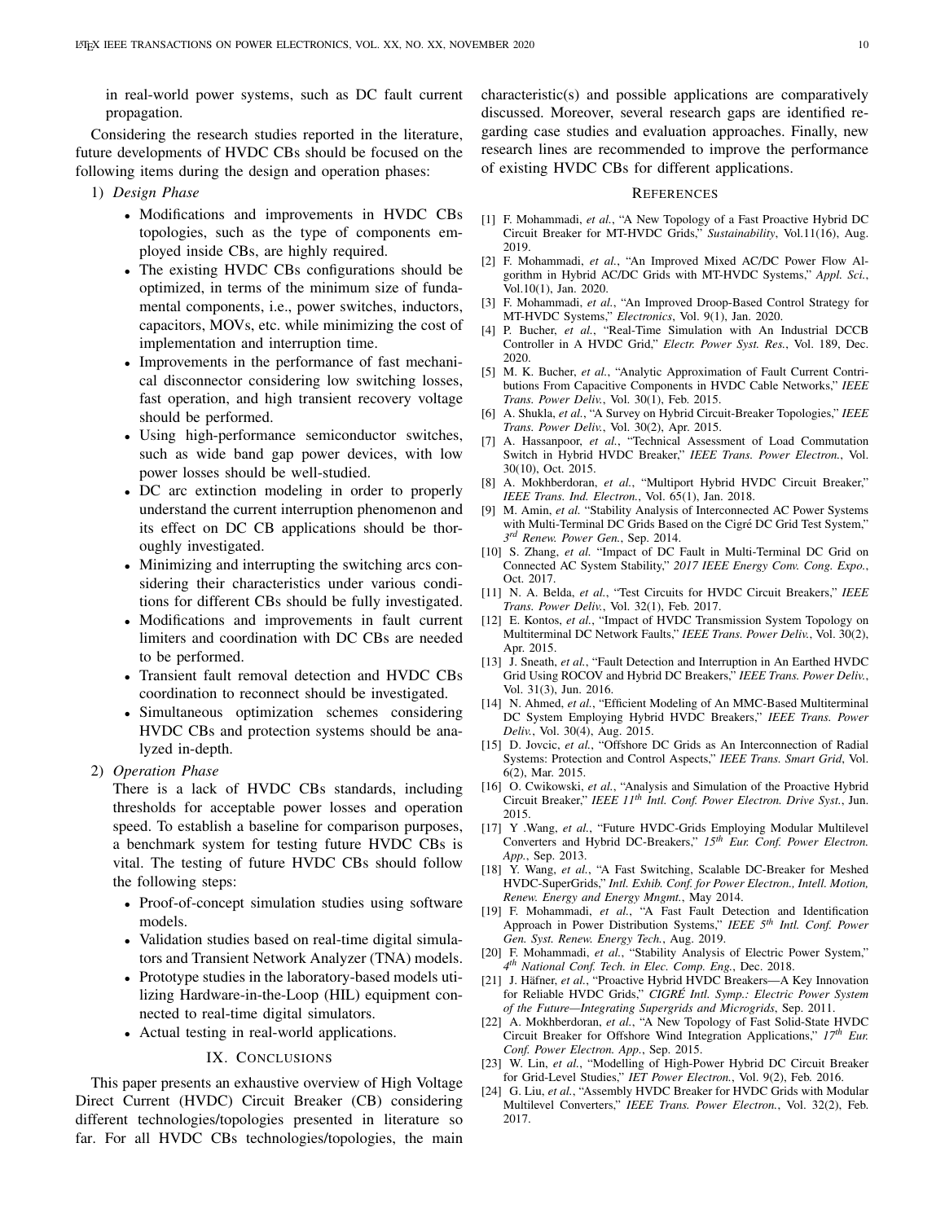in real-world power systems, such as DC fault current propagation.

Considering the research studies reported in the literature, future developments of HVDC CBs should be focused on the following items during the design and operation phases:

1) *Design Phase*
   - Modifications and improvements in HVDC CBs topologies, such as the type of components employed inside CBs, are highly required.
   - The existing HVDC CBs configurations should be optimized, in terms of the minimum size of fundamental components, i.e., power switches, inductors, capacitors, MOVs, etc. while minimizing the cost of implementation and interruption time.
   - Improvements in the performance of fast mechanical disconnector considering low switching losses, fast operation, and high transient recovery voltage should be performed.
   - Using high-performance semiconductor switches, such as wide band gap power devices, with low power losses should be well-studied.
   - DC arc extinction modeling in order to properly understand the current interruption phenomenon and its effect on DC CB applications should be thoroughly investigated.
   - Minimizing and interrupting the switching arcs considering their characteristics under various conditions for different CBs should be fully investigated.
   - Modifications and improvements in fault current limiters and coordination with DC CBs are needed to be performed.
   - Transient fault removal detection and HVDC CBs coordination to reconnect should be investigated.
   - Simultaneous optimization schemes considering HVDC CBs and protection systems should be analyzed in-depth.

2) *Operation Phase*

   There is a lack of HVDC CBs standards, including thresholds for acceptable power losses and operation speed. To establish a baseline for comparison purposes, a benchmark system for testing future HVDC CBs is vital. The testing of future HVDC CBs should follow the following steps:

   - Proof-of-concept simulation studies using software models.
   - Validation studies based on real-time digital simulators and Transient Network Analyzer (TNA) models.
   - Prototype studies in the laboratory-based models utilizing Hardware-in-the-Loop (HIL) equipment connected to real-time digital simulators.
   - Actual testing in real-world applications.

## IX. Conclusions

This paper presents an exhaustive overview of High Voltage Direct Current (HVDC) Circuit Breaker (CB) considering different technologies/topologies presented in literature so far. For all HVDC CBs technologies/topologies, the main characteristic(s) and possible applications are comparatively discussed. Moreover, several research gaps are identified regarding case studies and evaluation approaches. Finally, new research lines are recommended to improve the performance of existing HVDC CBs for different applications.

## References

[1] F. Mohammadi, *et al.*, "A New Topology of a Fast Proactive Hybrid DC Circuit Breaker for MT-HVDC Grids," *Sustainability*, Vol.11(16), Aug. 2019.

[2] F. Mohammadi, *et al.*, "An Improved Mixed AC/DC Power Flow Algorithm in Hybrid AC/DC Grids with MT-HVDC Systems," *Appl. Sci.*, Vol.10(1), Jan. 2020.

[3] F. Mohammadi, *et al.*, "An Improved Droop-Based Control Strategy for MT-HVDC Systems," *Electronics*, Vol. 9(1), Jan. 2020.

[4] P. Bucher, *et al.*, "Real-Time Simulation with An Industrial DCCB Controller in A HVDC Grid," *Electr. Power Syst. Res.*, Vol. 189, Dec. 2020.

[5] M. K. Bucher, *et al.*, "Analytic Approximation of Fault Current Contributions From Capacitive Components in HVDC Cable Networks," *IEEE Trans. Power Deliv.*, Vol. 30(1), Feb. 2015.

[6] A. Shukla, *et al.*, "A Survey on Hybrid Circuit-Breaker Topologies," *IEEE Trans. Power Deliv.*, Vol. 30(2), Apr. 2015.

[7] A. Hassanpoor, *et al.*, "Technical Assessment of Load Commutation Switch in Hybrid HVDC Breaker," *IEEE Trans. Power Electron.*, Vol. 30(10), Oct. 2015.

[8] A. Mokhberdoran, *et al.*, "Multiport Hybrid HVDC Circuit Breaker," *IEEE Trans. Ind. Electron.*, Vol. 65(1), Jan. 2018.

[9] M. Amin, *et al.* "Stability Analysis of Interconnected AC Power Systems with Multi-Terminal DC Grids Based on the Cigré DC Grid Test System," *3rd Renew. Power Gen.*, Sep. 2014.

[10] S. Zhang, *et al.* "Impact of DC Fault in Multi-Terminal DC Grid on Connected AC System Stability," *2017 IEEE Energy Conv. Cong. Expo.*, Oct. 2017.

[11] N. A. Belda, *et al.*, "Test Circuits for HVDC Circuit Breakers," *IEEE Trans. Power Deliv.*, Vol. 32(1), Feb. 2017.

[12] E. Kontos, *et al.*, "Impact of HVDC Transmission System Topology on Multiterminal DC Network Faults," *IEEE Trans. Power Deliv.*, Vol. 30(2), Apr. 2015.

[13] J. Sneath, *et al.*, "Fault Detection and Interruption in An Earthed HVDC Grid Using ROCOV and Hybrid DC Breakers," *IEEE Trans. Power Deliv.*, Vol. 31(3), Jun. 2016.

[14] N. Ahmed, *et al.*, "Efficient Modeling of An MMC-Based Multiterminal DC System Employing Hybrid HVDC Breakers," *IEEE Trans. Power Deliv.*, Vol. 30(4), Aug. 2015.

[15] D. Jovcic, *et al.*, "Offshore DC Grids as An Interconnection of Radial Systems: Protection and Control Aspects," *IEEE Trans. Smart Grid*, Vol. 6(2), Mar. 2015.

[16] O. Cwikowski, *et al.*, "Analysis and Simulation of the Proactive Hybrid Circuit Breaker," *IEEE 11th Intl. Conf. Power Electron. Drive Syst.*, Jun. 2015.

[17] Y .Wang, *et al.*, "Future HVDC-Grids Employing Modular Multilevel Converters and Hybrid DC-Breakers," *15th Eur. Conf. Power Electron. App.*, Sep. 2013.

[18] Y. Wang, *et al.*, "A Fast Switching, Scalable DC-Breaker for Meshed HVDC-SuperGrids," *Intl. Exhib. Conf. for Power Electron., Intell. Motion, Renew. Energy and Energy Mngmt.*, May 2014.

[19] F. Mohammadi, *et al.*, "A Fast Fault Detection and Identification Approach in Power Distribution Systems," *IEEE 5th Intl. Conf. Power Gen. Syst. Renew. Energy Tech.*, Aug. 2019.

[20] F. Mohammadi, *et al.*, "Stability Analysis of Electric Power System," *4th National Conf. Tech. in Elec. Comp. Eng.*, Dec. 2018.

[21] J. Häfner, *et al.*, "Proactive Hybrid HVDC Breakers—A Key Innovation for Reliable HVDC Grids," *CIGRÉ Intl. Symp.: Electric Power System of the Future—Integrating Supergrids and Microgrids*, Sep. 2011.

[22] A. Mokhberdoran, *et al.*, "A New Topology of Fast Solid-State HVDC Circuit Breaker for Offshore Wind Integration Applications," *17th Eur. Conf. Power Electron. App.*, Sep. 2015.

[23] W. Lin, *et al.*, "Modelling of High-Power Hybrid DC Circuit Breaker for Grid-Level Studies," *IET Power Electron.*, Vol. 9(2), Feb. 2016.

[24] G. Liu, *et al.*, "Assembly HVDC Breaker for HVDC Grids with Modular Multilevel Converters," *IEEE Trans. Power Electron.*, Vol. 32(2), Feb. 2017.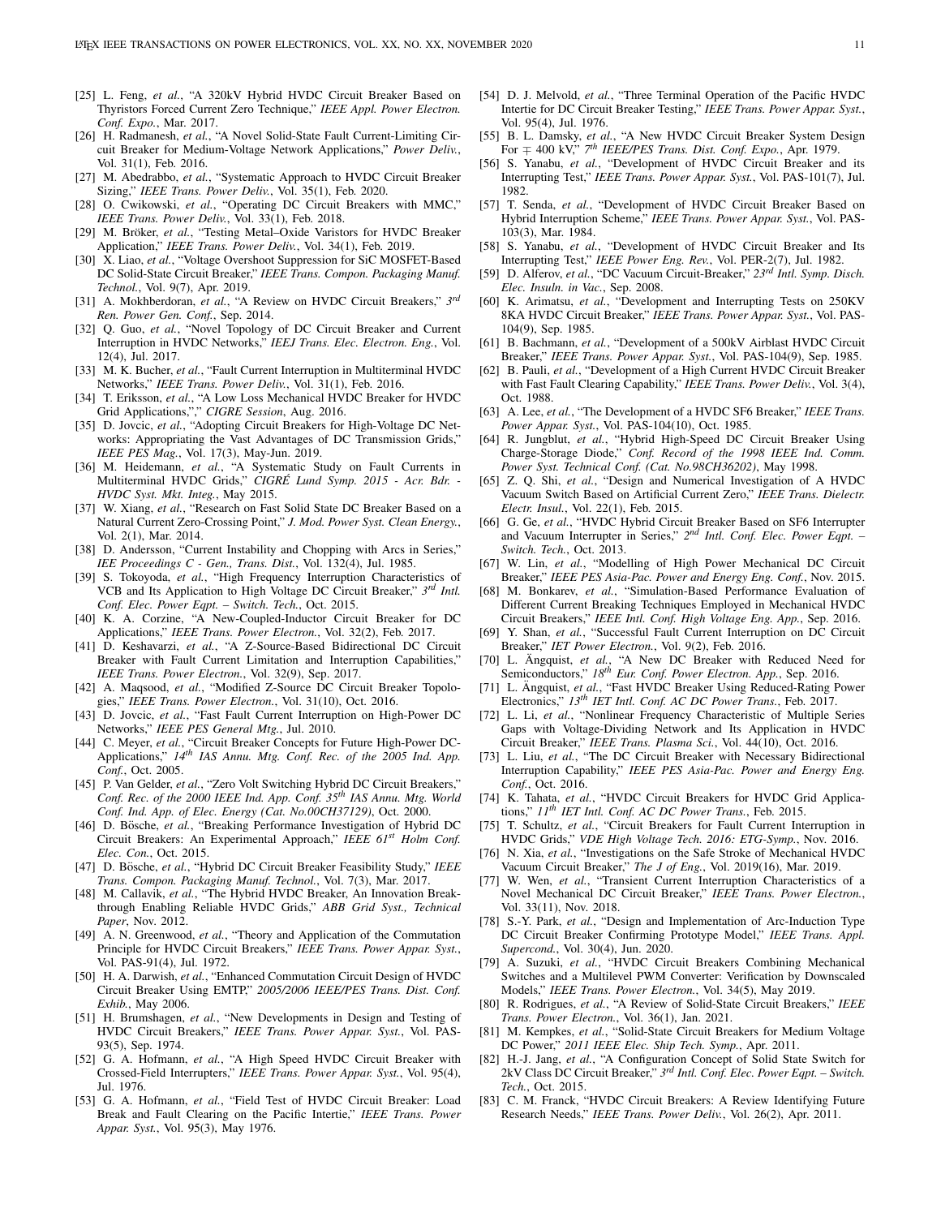[25] L. Feng, *et al.*, "A 320kV Hybrid HVDC Circuit Breaker Based on Thyristors Forced Current Zero Technique," *IEEE Appl. Power Electron. Conf. Expo.*, Mar. 2017.

[26] H. Radmanesh, *et al.*, "A Novel Solid-State Fault Current-Limiting Circuit Breaker for Medium-Voltage Network Applications," *Power Deliv.*, Vol. 31(1), Feb. 2016.

[27] M. Abedrabbo, *et al.*, "Systematic Approach to HVDC Circuit Breaker Sizing," *IEEE Trans. Power Deliv.*, Vol. 35(1), Feb. 2020.

[28] O. Cwikowski, *et al.*, "Operating DC Circuit Breakers with MMC," *IEEE Trans. Power Deliv.*, Vol. 33(1), Feb. 2018.

[29] M. Bröker, *et al.*, "Testing Metal–Oxide Varistors for HVDC Breaker Application," *IEEE Trans. Power Deliv.*, Vol. 34(1), Feb. 2019.

[30] X. Liao, *et al.*, "Voltage Overshoot Suppression for SiC MOSFET-Based DC Solid-State Circuit Breaker," *IEEE Trans. Compon. Packaging Manuf. Technol.*, Vol. 9(7), Apr. 2019.

[31] A. Mokhberdoran, *et al.*, "A Review on HVDC Circuit Breakers," *3rd Ren. Power Gen. Conf.*, Sep. 2014.

[32] Q. Guo, *et al.*, "Novel Topology of DC Circuit Breaker and Current Interruption in HVDC Networks," *IEEJ Trans. Elec. Electron. Eng.*, Vol. 12(4), Jul. 2017.

[33] M. K. Bucher, *et al.*, "Fault Current Interruption in Multiterminal HVDC Networks," *IEEE Trans. Power Deliv.*, Vol. 31(1), Feb. 2016.

[34] T. Eriksson, *et al.*, "A Low Loss Mechanical HVDC Breaker for HVDC Grid Applications,"," *CIGRE Session*, Aug. 2016.

[35] D. Jovcic, *et al.*, "Adopting Circuit Breakers for High-Voltage DC Networks: Appropriating the Vast Advantages of DC Transmission Grids," *IEEE PES Mag.*, Vol. 17(3), May-Jun. 2019.

[36] M. Heidemann, *et al.*, "A Systematic Study on Fault Currents in Multiterminal HVDC Grids," *CIGRÉ Lund Symp. 2015 - Acr. Bdr. - HVDC Syst. Mkt. Integ.*, May 2015.

[37] W. Xiang, *et al.*, "Research on Fast Solid State DC Breaker Based on a Natural Current Zero-Crossing Point," *J. Mod. Power Syst. Clean Energy.*, Vol. 2(1), Mar. 2014.

[38] D. Andersson, "Current Instability and Chopping with Arcs in Series," *IEE Proceedings C - Gen., Trans. Dist.*, Vol. 132(4), Jul. 1985.

[39] S. Tokoyoda, *et al.*, "High Frequency Interruption Characteristics of VCB and Its Application to High Voltage DC Circuit Breaker," *3rd Intl. Conf. Elec. Power Eqpt. – Switch. Tech.*, Oct. 2015.

[40] K. A. Corzine, "A New-Coupled-Inductor Circuit Breaker for DC Applications," *IEEE Trans. Power Electron.*, Vol. 32(2), Feb. 2017.

[41] D. Keshavarzi, *et al.*, "A Z-Source-Based Bidirectional DC Circuit Breaker with Fault Current Limitation and Interruption Capabilities," *IEEE Trans. Power Electron.*, Vol. 32(9), Sep. 2017.

[42] A. Maqsood, *et al.*, "Modified Z-Source DC Circuit Breaker Topologies," *IEEE Trans. Power Electron.*, Vol. 31(10), Oct. 2016.

[43] D. Jovcic, *et al.*, "Fast Fault Current Interruption on High-Power DC Networks," *IEEE PES General Mtg.*, Jul. 2010.

[44] C. Meyer, *et al.*, "Circuit Breaker Concepts for Future High-Power DC-Applications," *14th IAS Annu. Mtg. Conf. Rec. of the 2005 Ind. App. Conf.*, Oct. 2005.

[45] P. Van Gelder, *et al.*, "Zero Volt Switching Hybrid DC Circuit Breakers," *Conf. Rec. of the 2000 IEEE Ind. App. Conf. 35th IAS Annu. Mtg. World Conf. Ind. App. of Elec. Energy (Cat. No.00CH37129)*, Oct. 2000.

[46] D. Bösche, *et al.*, "Breaking Performance Investigation of Hybrid DC Circuit Breakers: An Experimental Approach," *IEEE 61st Holm Conf. Elec. Con.*, Oct. 2015.

[47] D. Bösche, *et al.*, "Hybrid DC Circuit Breaker Feasibility Study," *IEEE Trans. Compon. Packaging Manuf. Technol.*, Vol. 7(3), Mar. 2017.

[48] M. Callavik, *et al.*, "The Hybrid HVDC Breaker, An Innovation Breakthrough Enabling Reliable HVDC Grids," *ABB Grid Syst., Technical Paper*, Nov. 2012.

[49] A. N. Greenwood, *et al.*, "Theory and Application of the Commutation Principle for HVDC Circuit Breakers," *IEEE Trans. Power Appar. Syst.*, Vol. PAS-91(4), Jul. 1972.

[50] H. A. Darwish, *et al.*, "Enhanced Commutation Circuit Design of HVDC Circuit Breaker Using EMTP," *2005/2006 IEEE/PES Trans. Dist. Conf. Exhib.*, May 2006.

[51] H. Brumshagen, *et al.*, "New Developments in Design and Testing of HVDC Circuit Breakers," *IEEE Trans. Power Appar. Syst.*, Vol. PAS-93(5), Sep. 1974.

[52] G. A. Hofmann, *et al.*, "A High Speed HVDC Circuit Breaker with Crossed-Field Interrupters," *IEEE Trans. Power Appar. Syst.*, Vol. 95(4), Jul. 1976.

[53] G. A. Hofmann, *et al.*, "Field Test of HVDC Circuit Breaker: Load Break and Fault Clearing on the Pacific Intertie," *IEEE Trans. Power Appar. Syst.*, Vol. 95(3), May 1976.

[54] D. J. Melvold, *et al.*, "Three Terminal Operation of the Pacific HVDC Intertie for DC Circuit Breaker Testing," *IEEE Trans. Power Appar. Syst.*, Vol. 95(4), Jul. 1976.

[55] B. L. Damsky, *et al.*, "A New HVDC Circuit Breaker System Design For ∓ 400 kV," *7th IEEE/PES Trans. Dist. Conf. Expo.*, Apr. 1979.

[56] S. Yanabu, *et al.*, "Development of HVDC Circuit Breaker and its Interrupting Test," *IEEE Trans. Power Appar. Syst.*, Vol. PAS-101(7), Jul. 1982.

[57] T. Senda, *et al.*, "Development of HVDC Circuit Breaker Based on Hybrid Interruption Scheme," *IEEE Trans. Power Appar. Syst.*, Vol. PAS-103(3), Mar. 1984.

[58] S. Yanabu, *et al.*, "Development of HVDC Circuit Breaker and Its Interrupting Test," *IEEE Power Eng. Rev.*, Vol. PER-2(7), Jul. 1982.

[59] D. Alferov, *et al.*, "DC Vacuum Circuit-Breaker," *23rd Intl. Symp. Disch. Elec. Insuln. in Vac.*, Sep. 2008.

[60] K. Arimatsu, *et al.*, "Development and Interrupting Tests on 250KV 8KA HVDC Circuit Breaker," *IEEE Trans. Power Appar. Syst.*, Vol. PAS-104(9), Sep. 1985.

[61] B. Bachmann, *et al.*, "Development of a 500kV Airblast HVDC Circuit Breaker," *IEEE Trans. Power Appar. Syst.*, Vol. PAS-104(9), Sep. 1985.

[62] B. Pauli, *et al.*, "Development of a High Current HVDC Circuit Breaker with Fast Fault Clearing Capability," *IEEE Trans. Power Deliv.*, Vol. 3(4), Oct. 1988.

[63] A. Lee, *et al.*, "The Development of a HVDC SF6 Breaker," *IEEE Trans. Power Appar. Syst.*, Vol. PAS-104(10), Oct. 1985.

[64] R. Jungblut, *et al.*, "Hybrid High-Speed DC Circuit Breaker Using Charge-Storage Diode," *Conf. Record of the 1998 IEEE Ind. Comm. Power Syst. Technical Conf. (Cat. No.98CH36202)*, May 1998.

[65] Z. Q. Shi, *et al.*, "Design and Numerical Investigation of A HVDC Vacuum Switch Based on Artificial Current Zero," *IEEE Trans. Dielectr. Electr. Insul.*, Vol. 22(1), Feb. 2015.

[66] G. Ge, *et al.*, "HVDC Hybrid Circuit Breaker Based on SF6 Interrupter and Vacuum Interrupter in Series," *2nd Intl. Conf. Elec. Power Eqpt. – Switch. Tech.*, Oct. 2013.

[67] W. Lin, *et al.*, "Modelling of High Power Mechanical DC Circuit Breaker," *IEEE PES Asia-Pac. Power and Energy Eng. Conf.*, Nov. 2015.

[68] M. Bonkarev, *et al.*, "Simulation-Based Performance Evaluation of Different Current Breaking Techniques Employed in Mechanical HVDC Circuit Breakers," *IEEE Intl. Conf. High Voltage Eng. App.*, Sep. 2016.

[69] Y. Shan, *et al.*, "Successful Fault Current Interruption on DC Circuit Breaker," *IET Power Electron.*, Vol. 9(2), Feb. 2016.

[70] L. Ängquist, *et al.*, "A New DC Breaker with Reduced Need for Semiconductors," *18th Eur. Conf. Power Electron. App.*, Sep. 2016.

[71] L. Ängquist, *et al.*, "Fast HVDC Breaker Using Reduced-Rating Power Electronics," *13th IET Intl. Conf. AC DC Power Trans.*, Feb. 2017.

[72] L. Li, *et al.*, "Nonlinear Frequency Characteristic of Multiple Series Gaps with Voltage-Dividing Network and Its Application in HVDC Circuit Breaker," *IEEE Trans. Plasma Sci.*, Vol. 44(10), Oct. 2016.

[73] L. Liu, *et al.*, "The DC Circuit Breaker with Necessary Bidirectional Interruption Capability," *IEEE PES Asia-Pac. Power and Energy Eng. Conf.*, Oct. 2016.

[74] K. Tahata, *et al.*, "HVDC Circuit Breakers for HVDC Grid Applications," *11th IET Intl. Conf. AC DC Power Trans.*, Feb. 2015.

[75] T. Schultz, *et al.*, "Circuit Breakers for Fault Current Interruption in HVDC Grids," *VDE High Voltage Tech. 2016: ETG-Symp.*, Nov. 2016.

[76] N. Xia, *et al.*, "Investigations on the Safe Stroke of Mechanical HVDC Vacuum Circuit Breaker," *The J of Eng.*, Vol. 2019(16), Mar. 2019.

[77] W. Wen, *et al.*, "Transient Current Interruption Characteristics of a Novel Mechanical DC Circuit Breaker," *IEEE Trans. Power Electron.*, Vol. 33(11), Nov. 2018.

[78] S.-Y. Park, *et al.*, "Design and Implementation of Arc-Induction Type DC Circuit Breaker Confirming Prototype Model," *IEEE Trans. Appl. Supercond.*, Vol. 30(4), Jun. 2020.

[79] A. Suzuki, *et al.*, "HVDC Circuit Breakers Combining Mechanical Switches and a Multilevel PWM Converter: Verification by Downscaled Models," *IEEE Trans. Power Electron.*, Vol. 34(5), May 2019.

[80] R. Rodrigues, *et al.*, "A Review of Solid-State Circuit Breakers," *IEEE Trans. Power Electron.*, Vol. 36(1), Jan. 2021.

[81] M. Kempkes, *et al.*, "Solid-State Circuit Breakers for Medium Voltage DC Power," *2011 IEEE Elec. Ship Tech. Symp.*, Apr. 2011.

[82] H.-J. Jang, *et al.*, "A Configuration Concept of Solid State Switch for 2kV Class DC Circuit Breaker," *3rd Intl. Conf. Elec. Power Eqpt. – Switch. Tech.*, Oct. 2015.

[83] C. M. Franck, "HVDC Circuit Breakers: A Review Identifying Future Research Needs," *IEEE Trans. Power Deliv.*, Vol. 26(2), Apr. 2011.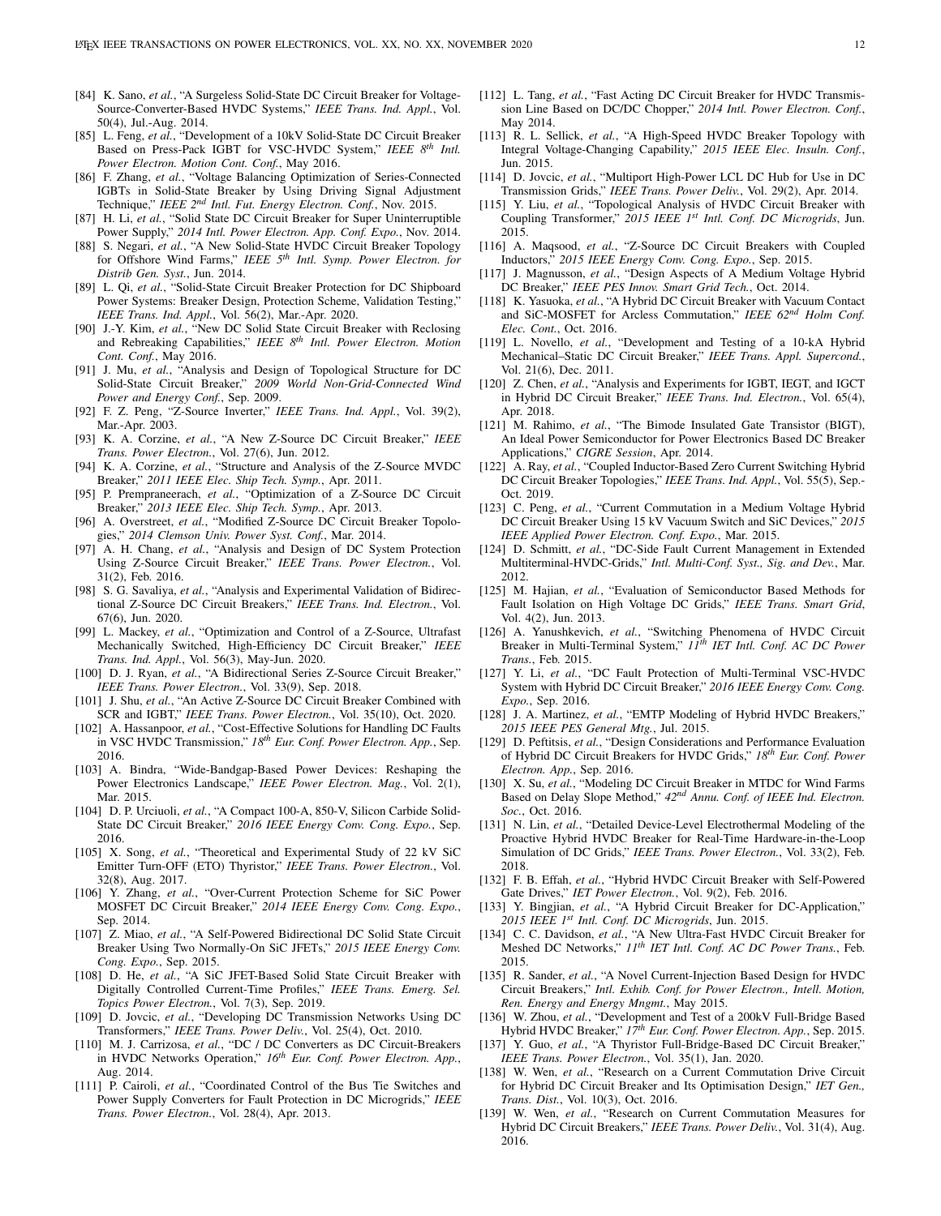[84] K. Sano, *et al.*, "A Surgeless Solid-State DC Circuit Breaker for Voltage-Source-Converter-Based HVDC Systems," *IEEE Trans. Ind. Appl.*, Vol. 50(4), Jul.-Aug. 2014.

[85] L. Feng, *et al.*, "Development of a 10kV Solid-State DC Circuit Breaker Based on Press-Pack IGBT for VSC-HVDC System," *IEEE 8th Intl. Power Electron. Motion Cont. Conf.*, May 2016.

[86] F. Zhang, *et al.*, "Voltage Balancing Optimization of Series-Connected IGBTs in Solid-State Breaker by Using Driving Signal Adjustment Technique," *IEEE 2nd Intl. Fut. Energy Electron. Conf.*, Nov. 2015.

[87] H. Li, *et al.*, "Solid State DC Circuit Breaker for Super Uninterruptible Power Supply," *2014 Intl. Power Electron. App. Conf. Expo.*, Nov. 2014.

[88] S. Negari, *et al.*, "A New Solid-State HVDC Circuit Breaker Topology for Offshore Wind Farms," *IEEE 5th Intl. Symp. Power Electron. for Distrib Gen. Syst.*, Jun. 2014.

[89] L. Qi, *et al.*, "Solid-State Circuit Breaker Protection for DC Shipboard Power Systems: Breaker Design, Protection Scheme, Validation Testing," *IEEE Trans. Ind. Appl.*, Vol. 56(2), Mar.-Apr. 2020.

[90] J.-Y. Kim, *et al.*, "New DC Solid State Circuit Breaker with Reclosing and Rebreaking Capabilities," *IEEE 8th Intl. Power Electron. Motion Cont. Conf.*, May 2016.

[91] J. Mu, *et al.*, "Analysis and Design of Topological Structure for DC Solid-State Circuit Breaker," *2009 World Non-Grid-Connected Wind Power and Energy Conf.*, Sep. 2009.

[92] F. Z. Peng, "Z-Source Inverter," *IEEE Trans. Ind. Appl.*, Vol. 39(2), Mar.-Apr. 2003.

[93] K. A. Corzine, *et al.*, "A New Z-Source DC Circuit Breaker," *IEEE Trans. Power Electron.*, Vol. 27(6), Jun. 2012.

[94] K. A. Corzine, *et al.*, "Structure and Analysis of the Z-Source MVDC Breaker," *2011 IEEE Elec. Ship Tech. Symp.*, Apr. 2011.

[95] P. Prempraneerach, *et al.*, "Optimization of a Z-Source DC Circuit Breaker," *2013 IEEE Elec. Ship Tech. Symp.*, Apr. 2013.

[96] A. Overstreet, *et al.*, "Modified Z-Source DC Circuit Breaker Topologies," *2014 Clemson Univ. Power Syst. Conf.*, Mar. 2014.

[97] A. H. Chang, *et al.*, "Analysis and Design of DC System Protection Using Z-Source Circuit Breaker," *IEEE Trans. Power Electron.*, Vol. 31(2), Feb. 2016.

[98] S. G. Savaliya, *et al.*, "Analysis and Experimental Validation of Bidirectional Z-Source DC Circuit Breakers," *IEEE Trans. Ind. Electron.*, Vol. 67(6), Jun. 2020.

[99] L. Mackey, *et al.*, "Optimization and Control of a Z-Source, Ultrafast Mechanically Switched, High-Efficiency DC Circuit Breaker," *IEEE Trans. Ind. Appl.*, Vol. 56(3), May-Jun. 2020.

[100] D. J. Ryan, *et al.*, "A Bidirectional Series Z-Source Circuit Breaker," *IEEE Trans. Power Electron.*, Vol. 33(9), Sep. 2018.

[101] J. Shu, *et al.*, "An Active Z-Source DC Circuit Breaker Combined with SCR and IGBT," *IEEE Trans. Power Electron.*, Vol. 35(10), Oct. 2020.

[102] A. Hassanpoor, *et al.*, "Cost-Effective Solutions for Handling DC Faults in VSC HVDC Transmission," *18th Eur. Conf. Power Electron. App.*, Sep. 2016.

[103] A. Bindra, "Wide-Bandgap-Based Power Devices: Reshaping the Power Electronics Landscape," *IEEE Power Electron. Mag.*, Vol. 2(1), Mar. 2015.

[104] D. P. Urciuoli, *et al.*, "A Compact 100-A, 850-V, Silicon Carbide Solid-State DC Circuit Breaker," *2016 IEEE Energy Conv. Cong. Expo.*, Sep. 2016.

[105] X. Song, *et al.*, "Theoretical and Experimental Study of 22 kV SiC Emitter Turn-OFF (ETO) Thyristor," *IEEE Trans. Power Electron.*, Vol. 32(8), Aug. 2017.

[106] Y. Zhang, *et al.*, "Over-Current Protection Scheme for SiC Power MOSFET DC Circuit Breaker," *2014 IEEE Energy Conv. Cong. Expo.*, Sep. 2014.

[107] Z. Miao, *et al.*, "A Self-Powered Bidirectional DC Solid State Circuit Breaker Using Two Normally-On SiC JFETs," *2015 IEEE Energy Conv. Cong. Expo.*, Sep. 2015.

[108] D. He, *et al.*, "A SiC JFET-Based Solid State Circuit Breaker with Digitally Controlled Current-Time Profiles," *IEEE Trans. Emerg. Sel. Topics Power Electron.*, Vol. 7(3), Sep. 2019.

[109] D. Jovcic, *et al.*, "Developing DC Transmission Networks Using DC Transformers," *IEEE Trans. Power Deliv.*, Vol. 25(4), Oct. 2010.

[110] M. J. Carrizosa, *et al.*, "DC / DC Converters as DC Circuit-Breakers in HVDC Networks Operation," *16th Eur. Conf. Power Electron. App.*, Aug. 2014.

[111] P. Cairoli, *et al.*, "Coordinated Control of the Bus Tie Switches and Power Supply Converters for Fault Protection in DC Microgrids," *IEEE Trans. Power Electron.*, Vol. 28(4), Apr. 2013.

[112] L. Tang, *et al.*, "Fast Acting DC Circuit Breaker for HVDC Transmission Line Based on DC/DC Chopper," *2014 Intl. Power Electron. Conf.*, May 2014.

[113] R. L. Sellick, *et al.*, "A High-Speed HVDC Breaker Topology with Integral Voltage-Changing Capability," *2015 IEEE Elec. Insuln. Conf.*, Jun. 2015.

[114] D. Jovcic, *et al.*, "Multiport High-Power LCL DC Hub for Use in DC Transmission Grids," *IEEE Trans. Power Deliv.*, Vol. 29(2), Apr. 2014.

[115] Y. Liu, *et al.*, "Topological Analysis of HVDC Circuit Breaker with Coupling Transformer," *2015 IEEE 1st Intl. Conf. DC Microgrids*, Jun. 2015.

[116] A. Maqsood, *et al.*, "Z-Source DC Circuit Breakers with Coupled Inductors," *2015 IEEE Energy Conv. Cong. Expo.*, Sep. 2015.

[117] J. Magnusson, *et al.*, "Design Aspects of A Medium Voltage Hybrid DC Breaker," *IEEE PES Innov. Smart Grid Tech.*, Oct. 2014.

[118] K. Yasuoka, *et al.*, "A Hybrid DC Circuit Breaker with Vacuum Contact and SiC-MOSFET for Arcless Commutation," *IEEE 62nd Holm Conf. Elec. Cont.*, Oct. 2016.

[119] L. Novello, *et al.*, "Development and Testing of a 10-kA Hybrid Mechanical–Static DC Circuit Breaker," *IEEE Trans. Appl. Supercond.*, Vol. 21(6), Dec. 2011.

[120] Z. Chen, *et al.*, "Analysis and Experiments for IGBT, IEGT, and IGCT in Hybrid DC Circuit Breaker," *IEEE Trans. Ind. Electron.*, Vol. 65(4), Apr. 2018.

[121] M. Rahimo, *et al.*, "The Bimode Insulated Gate Transistor (BIGT), An Ideal Power Semiconductor for Power Electronics Based DC Breaker Applications," *CIGRE Session*, Apr. 2014.

[122] A. Ray, *et al.*, "Coupled Inductor-Based Zero Current Switching Hybrid DC Circuit Breaker Topologies," *IEEE Trans. Ind. Appl.*, Vol. 55(5), Sep.-Oct. 2019.

[123] C. Peng, *et al.*, "Current Commutation in a Medium Voltage Hybrid DC Circuit Breaker Using 15 kV Vacuum Switch and SiC Devices," *2015 IEEE Applied Power Electron. Conf. Expo.*, Mar. 2015.

[124] D. Schmitt, *et al.*, "DC-Side Fault Current Management in Extended Multiterminal-HVDC-Grids," *Intl. Multi-Conf. Syst., Sig. and Dev.*, Mar. 2012.

[125] M. Hajian, *et al.*, "Evaluation of Semiconductor Based Methods for Fault Isolation on High Voltage DC Grids," *IEEE Trans. Smart Grid*, Vol. 4(2), Jun. 2013.

[126] A. Yanushkevich, *et al.*, "Switching Phenomena of HVDC Circuit Breaker in Multi-Terminal System," *11th IET Intl. Conf. AC DC Power Trans.*, Feb. 2015.

[127] Y. Li, *et al.*, "DC Fault Protection of Multi-Terminal VSC-HVDC System with Hybrid DC Circuit Breaker," *2016 IEEE Energy Conv. Cong. Expo.*, Sep. 2016.

[128] J. A. Martinez, *et al.*, "EMTP Modeling of Hybrid HVDC Breakers," *2015 IEEE PES General Mtg.*, Jul. 2015.

[129] D. Peftitsis, *et al.*, "Design Considerations and Performance Evaluation of Hybrid DC Circuit Breakers for HVDC Grids," *18th Eur. Conf. Power Electron. App.*, Sep. 2016.

[130] X. Su, *et al.*, "Modeling DC Circuit Breaker in MTDC for Wind Farms Based on Delay Slope Method," *42nd Annu. Conf. of IEEE Ind. Electron. Soc.*, Oct. 2016.

[131] N. Lin, *et al.*, "Detailed Device-Level Electrothermal Modeling of the Proactive Hybrid HVDC Breaker for Real-Time Hardware-in-the-Loop Simulation of DC Grids," *IEEE Trans. Power Electron.*, Vol. 33(2), Feb. 2018.

[132] F. B. Effah, *et al.*, "Hybrid HVDC Circuit Breaker with Self-Powered Gate Drives," *IET Power Electron.*, Vol. 9(2), Feb. 2016.

[133] Y. Bingjian, *et al.*, "A Hybrid Circuit Breaker for DC-Application," *2015 IEEE 1st Intl. Conf. DC Microgrids*, Jun. 2015.

[134] C. C. Davidson, *et al.*, "A New Ultra-Fast HVDC Circuit Breaker for Meshed DC Networks," *11th IET Intl. Conf. AC DC Power Trans.*, Feb. 2015.

[135] R. Sander, *et al.*, "A Novel Current-Injection Based Design for HVDC Circuit Breakers," *Intl. Exhib. Conf. for Power Electron., Intell. Motion, Ren. Energy and Energy Mngmt.*, May 2015.

[136] W. Zhou, *et al.*, "Development and Test of a 200kV Full-Bridge Based Hybrid HVDC Breaker," *17th Eur. Conf. Power Electron. App.*, Sep. 2015.

[137] Y. Guo, *et al.*, "A Thyristor Full-Bridge-Based DC Circuit Breaker," *IEEE Trans. Power Electron.*, Vol. 35(1), Jan. 2020.

[138] W. Wen, *et al.*, "Research on a Current Commutation Drive Circuit for Hybrid DC Circuit Breaker and Its Optimisation Design," *IET Gen., Trans. Dist.*, Vol. 10(3), Oct. 2016.

[139] W. Wen, *et al.*, "Research on Current Commutation Measures for Hybrid DC Circuit Breakers," *IEEE Trans. Power Deliv.*, Vol. 31(4), Aug. 2016.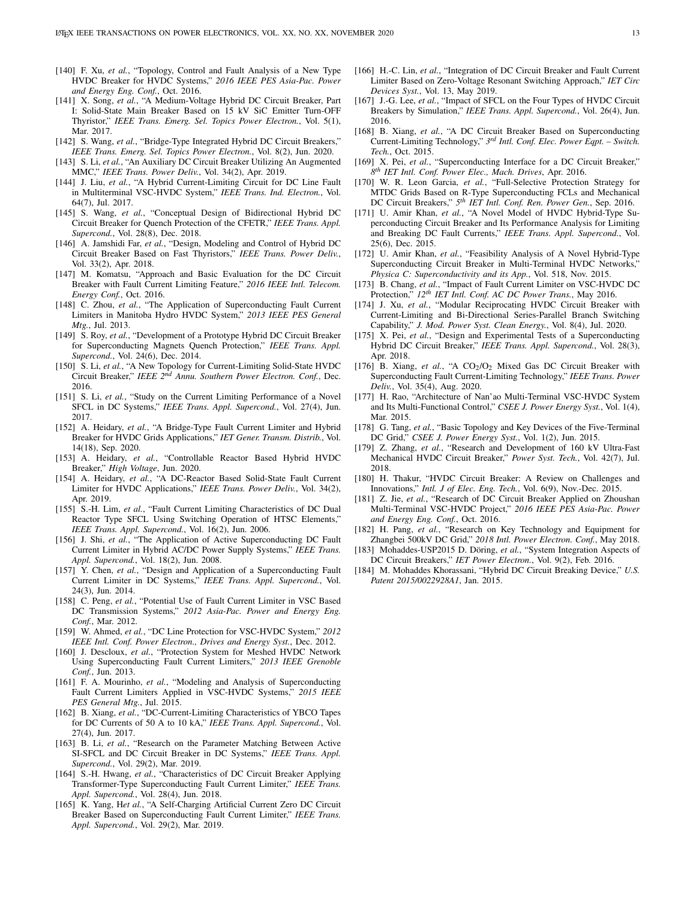[140] F. Xu, *et al.*, "Topology, Control and Fault Analysis of a New Type HVDC Breaker for HVDC Systems," *2016 IEEE PES Asia-Pac. Power and Energy Eng. Conf.*, Oct. 2016.

[141] X. Song, *et al.*, "A Medium-Voltage Hybrid DC Circuit Breaker, Part I: Solid-State Main Breaker Based on 15 kV SiC Emitter Turn-OFF Thyristor," *IEEE Trans. Emerg. Sel. Topics Power Electron.*, Vol. 5(1), Mar. 2017.

[142] S. Wang, *et al.*, "Bridge-Type Integrated Hybrid DC Circuit Breakers," *IEEE Trans. Emerg. Sel. Topics Power Electron.*, Vol. 8(2), Jun. 2020.

[143] S. Li, *et al.*, "An Auxiliary DC Circuit Breaker Utilizing An Augmented MMC," *IEEE Trans. Power Deliv.*, Vol. 34(2), Apr. 2019.

[144] J. Liu, *et al.*, "A Hybrid Current-Limiting Circuit for DC Line Fault in Multiterminal VSC-HVDC System," *IEEE Trans. Ind. Electron.*, Vol. 64(7), Jul. 2017.

[145] S. Wang, *et al.*, "Conceptual Design of Bidirectional Hybrid DC Circuit Breaker for Quench Protection of the CFETR," *IEEE Trans. Appl. Supercond.*, Vol. 28(8), Dec. 2018.

[146] A. Jamshidi Far, *et al.*, "Design, Modeling and Control of Hybrid DC Circuit Breaker Based on Fast Thyristors," *IEEE Trans. Power Deliv.*, Vol. 33(2), Apr. 2018.

[147] M. Komatsu, "Approach and Basic Evaluation for the DC Circuit Breaker with Fault Current Limiting Feature," *2016 IEEE Intl. Telecom. Energy Conf.*, Oct. 2016.

[148] C. Zhou, *et al.*, "The Application of Superconducting Fault Current Limiters in Manitoba Hydro HVDC System," *2013 IEEE PES General Mtg.*, Jul. 2013.

[149] S. Roy, *et al.*, "Development of a Prototype Hybrid DC Circuit Breaker for Superconducting Magnets Quench Protection," *IEEE Trans. Appl. Supercond.*, Vol. 24(6), Dec. 2014.

[150] S. Li, *et al.*, "A New Topology for Current-Limiting Solid-State HVDC Circuit Breaker," *IEEE 2nd Annu. Southern Power Electron. Conf.*, Dec. 2016.

[151] S. Li, *et al.*, "Study on the Current Limiting Performance of a Novel SFCL in DC Systems," *IEEE Trans. Appl. Supercond.*, Vol. 27(4), Jun. 2017.

[152] A. Heidary, *et al.*, "A Bridge-Type Fault Current Limiter and Hybrid Breaker for HVDC Grids Applications," *IET Gener. Transm. Distrib.*, Vol. 14(18), Sep. 2020.

[153] A. Heidary, *et al.*, "Controllable Reactor Based Hybrid HVDC Breaker," *High Voltage*, Jun. 2020.

[154] A. Heidary, *et al.*, "A DC-Reactor Based Solid-State Fault Current Limiter for HVDC Applications," *IEEE Trans. Power Deliv.*, Vol. 34(2), Apr. 2019.

[155] S.-H. Lim, *et al.*, "Fault Current Limiting Characteristics of DC Dual Reactor Type SFCL Using Switching Operation of HTSC Elements," *IEEE Trans. Appl. Supercond.*, Vol. 16(2), Jun. 2006.

[156] J. Shi, *et al.*, "The Application of Active Superconducting DC Fault Current Limiter in Hybrid AC/DC Power Supply Systems," *IEEE Trans. Appl. Supercond.*, Vol. 18(2), Jun. 2008.

[157] Y. Chen, *et al.*, "Design and Application of a Superconducting Fault Current Limiter in DC Systems," *IEEE Trans. Appl. Supercond.*, Vol. 24(3), Jun. 2014.

[158] C. Peng, *et al.*, "Potential Use of Fault Current Limiter in VSC Based DC Transmission Systems," *2012 Asia-Pac. Power and Energy Eng. Conf.*, Mar. 2012.

[159] W. Ahmed, *et al.*, "DC Line Protection for VSC-HVDC System," *2012 IEEE Intl. Conf. Power Electron., Drives and Energy Syst.*, Dec. 2012.

[160] J. Descloux, *et al.*, "Protection System for Meshed HVDC Network Using Superconducting Fault Current Limiters," *2013 IEEE Grenoble Conf.*, Jun. 2013.

[161] F. A. Mourinho, *et al.*, "Modeling and Analysis of Superconducting Fault Current Limiters Applied in VSC-HVDC Systems," *2015 IEEE PES General Mtg.*, Jul. 2015.

[162] B. Xiang, *et al.*, "DC-Current-Limiting Characteristics of YBCO Tapes for DC Currents of 50 A to 10 kA," *IEEE Trans. Appl. Supercond.*, Vol. 27(4), Jun. 2017.

[163] B. Li, *et al.*, "Research on the Parameter Matching Between Active SI-SFCL and DC Circuit Breaker in DC Systems," *IEEE Trans. Appl. Supercond.*, Vol. 29(2), Mar. 2019.

[164] S.-H. Hwang, *et al.*, "Characteristics of DC Circuit Breaker Applying Transformer-Type Superconducting Fault Current Limiter," *IEEE Trans. Appl. Supercond.*, Vol. 28(4), Jun. 2018.

[165] K. Yang, H*et al.*, "A Self-Charging Artificial Current Zero DC Circuit Breaker Based on Superconducting Fault Current Limiter," *IEEE Trans. Appl. Supercond.*, Vol. 29(2), Mar. 2019.

[166] H.-C. Lin, *et al.*, "Integration of DC Circuit Breaker and Fault Current Limiter Based on Zero-Voltage Resonant Switching Approach," *IET Circ Devices Syst.*, Vol. 13, May 2019.

[167] J.-G. Lee, *et al.*, "Impact of SFCL on the Four Types of HVDC Circuit Breakers by Simulation," *IEEE Trans. Appl. Supercond.*, Vol. 26(4), Jun. 2016.

[168] B. Xiang, *et al.*, "A DC Circuit Breaker Based on Superconducting Current-Limiting Technology," *3rd Intl. Conf. Elec. Power Eqpt. – Switch. Tech.*, Oct. 2015.

[169] X. Pei, *et al.*, "Superconducting Interface for a DC Circuit Breaker," *8th IET Intl. Conf. Power Elec., Mach. Drives*, Apr. 2016.

[170] W. R. Leon Garcia, *et al.*, "Full-Selective Protection Strategy for MTDC Grids Based on R-Type Superconducting FCLs and Mechanical DC Circuit Breakers," *5th IET Intl. Conf. Ren. Power Gen.*, Sep. 2016.

[171] U. Amir Khan, *et al.*, "A Novel Model of HVDC Hybrid-Type Superconducting Circuit Breaker and Its Performance Analysis for Limiting and Breaking DC Fault Currents," *IEEE Trans. Appl. Supercond.*, Vol. 25(6), Dec. 2015.

[172] U. Amir Khan, *et al.*, "Feasibility Analysis of A Novel Hybrid-Type Superconducting Circuit Breaker in Multi-Terminal HVDC Networks," *Physica C: Superconductivity and its App.*, Vol. 518, Nov. 2015.

[173] B. Chang, *et al.*, "Impact of Fault Current Limiter on VSC-HVDC DC Protection," *12th IET Intl. Conf. AC DC Power Trans.*, May 2016.

[174] J. Xu, *et al.*, "Modular Reciprocating HVDC Circuit Breaker with Current-Limiting and Bi-Directional Series-Parallel Branch Switching Capability," *J. Mod. Power Syst. Clean Energy.*, Vol. 8(4), Jul. 2020.

[175] X. Pei, *et al.*, "Design and Experimental Tests of a Superconducting Hybrid DC Circuit Breaker," *IEEE Trans. Appl. Supercond.*, Vol. 28(3), Apr. 2018.

[176] B. Xiang, *et al.*, "A $CO_2$/$O_2$ Mixed Gas DC Circuit Breaker with Superconducting Fault Current-Limiting Technology," *IEEE Trans. Power Deliv.*, Vol. 35(4), Aug. 2020.

[177] H. Rao, "Architecture of Nan'ao Multi-Terminal VSC-HVDC System and Its Multi-Functional Control," *CSEE J. Power Energy Syst.*, Vol. 1(4), Mar. 2015.

[178] G. Tang, *et al.*, "Basic Topology and Key Devices of the Five-Terminal DC Grid," *CSEE J. Power Energy Syst.*, Vol. 1(2), Jun. 2015.

[179] Z. Zhang, *et al.*, "Research and Development of 160 kV Ultra-Fast Mechanical HVDC Circuit Breaker," *Power Syst. Tech.*, Vol. 42(7), Jul. 2018.

[180] H. Thakur, "HVDC Circuit Breaker: A Review on Challenges and Innovations," *Intl. J of Elec. Eng. Tech.*, Vol. 6(9), Nov.-Dec. 2015.

[181] Z. Jie, *et al.*, "Research of DC Circuit Breaker Applied on Zhoushan Multi-Terminal VSC-HVDC Project," *2016 IEEE PES Asia-Pac. Power and Energy Eng. Conf.*, Oct. 2016.

[182] H. Pang, *et al.*, "Research on Key Technology and Equipment for Zhangbei 500kV DC Grid," *2018 Intl. Power Electron. Conf.*, May 2018.

[183] Mohaddes-USP2015 D. Döring, *et al.*, "System Integration Aspects of DC Circuit Breakers," *IET Power Electron.*, Vol. 9(2), Feb. 2016.

[184] M. Mohaddes Khorassani, "Hybrid DC Circuit Breaking Device," *U.S. Patent 2015/0022928A1*, Jan. 2015.